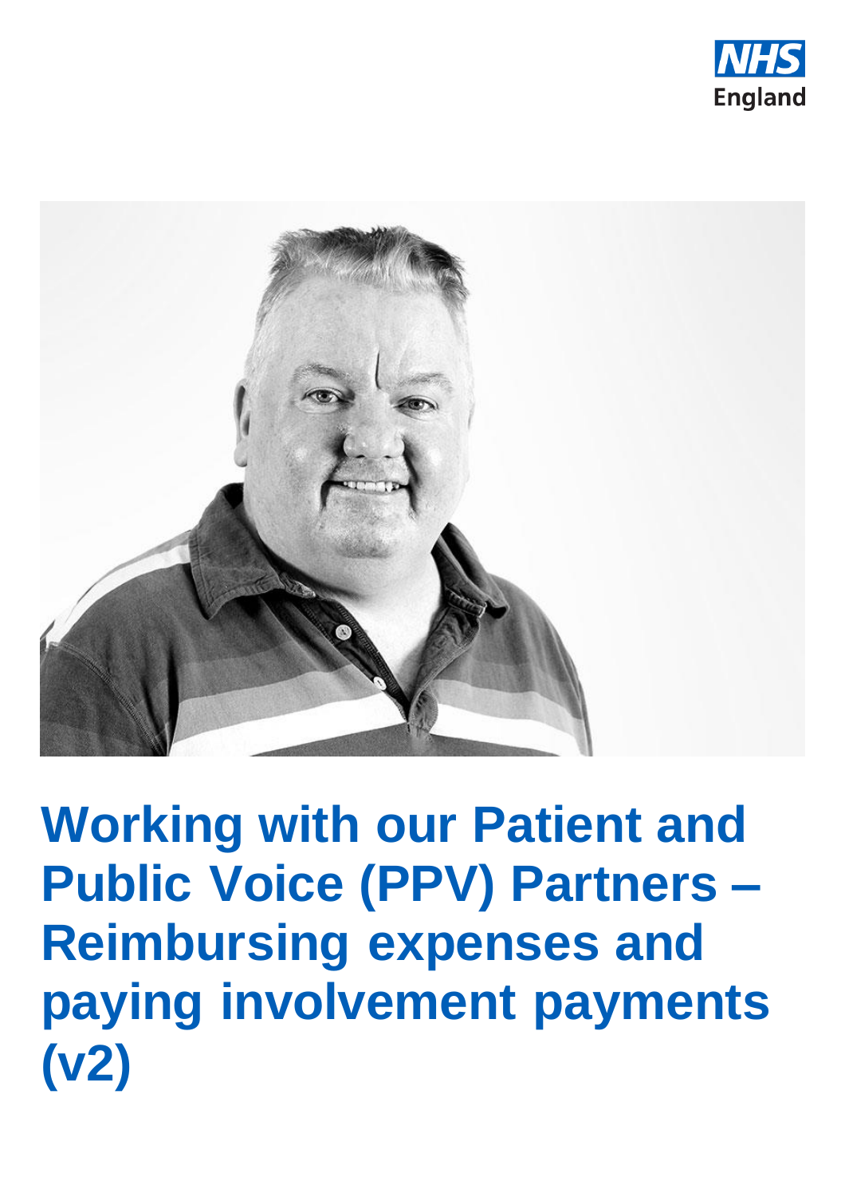NHS England

# Working with our Patient and Public Voice (PPV) Partners – Reimbursing expenses and paying involvement payments (v2)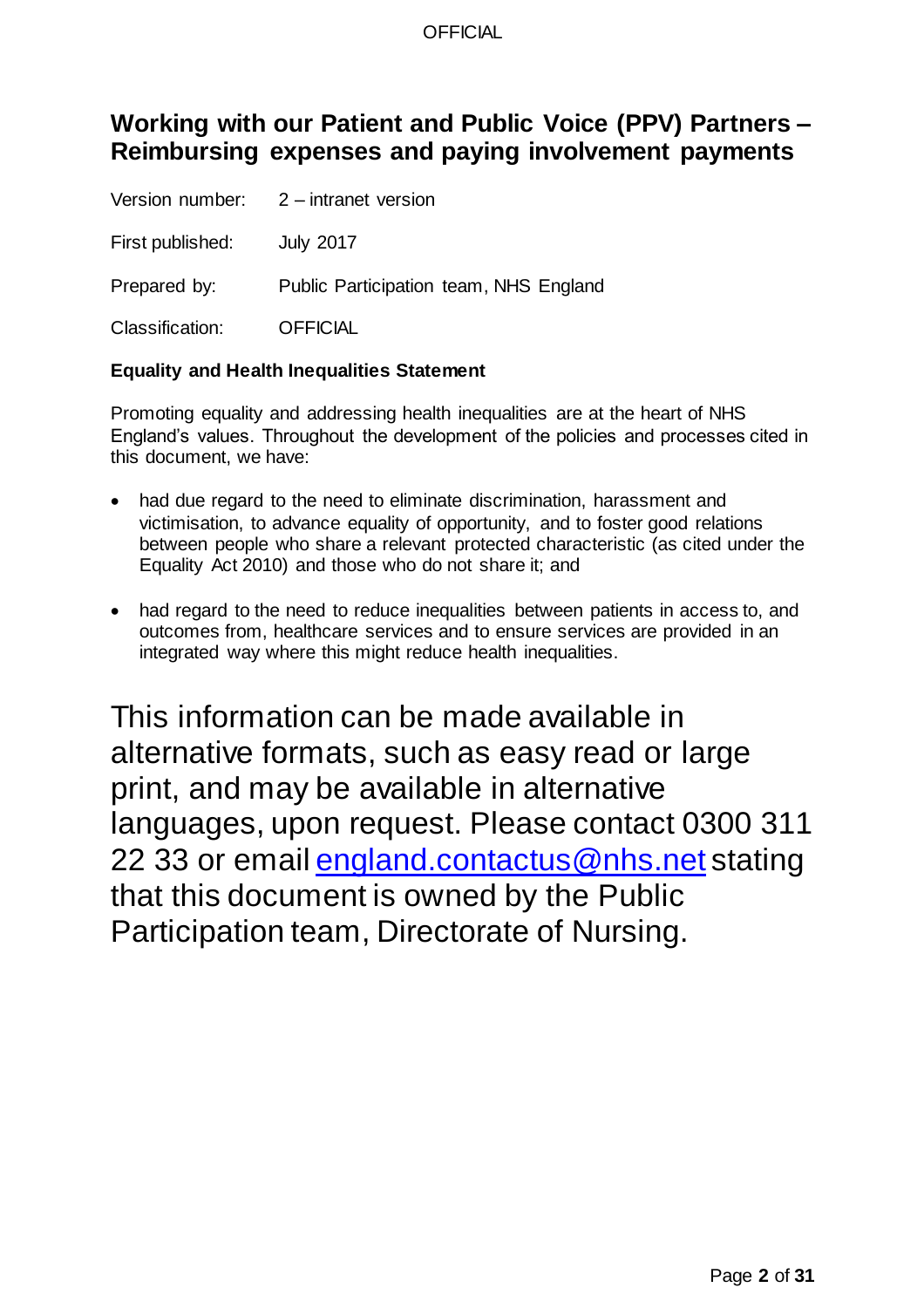# Working with our Patient and Public Voice (PPV) Partners – Reimbursing expenses and paying involvement payments

Version number: 2 – intranet version

First published: July 2017

Prepared by: Public Participation team, NHS England

Classification: OFFICIAL

**Equality and Health Inequalities Statement**

Promoting equality and addressing health inequalities are at the heart of NHS England's values. Throughout the development of the policies and processes cited in this document, we have:

- had due regard to the need to eliminate discrimination, harassment and victimisation, to advance equality of opportunity, and to foster good relations between people who share a relevant protected characteristic (as cited under the Equality Act 2010) and those who do not share it; and
- had regard to the need to reduce inequalities between patients in access to, and outcomes from, healthcare services and to ensure services are provided in an integrated way where this might reduce health inequalities.

This information can be made available in alternative formats, such as easy read or large print, and may be available in alternative languages, upon request. Please contact 0300 311 22 33 or email england.contactus@nhs.net stating that this document is owned by the Public Participation team, Directorate of Nursing.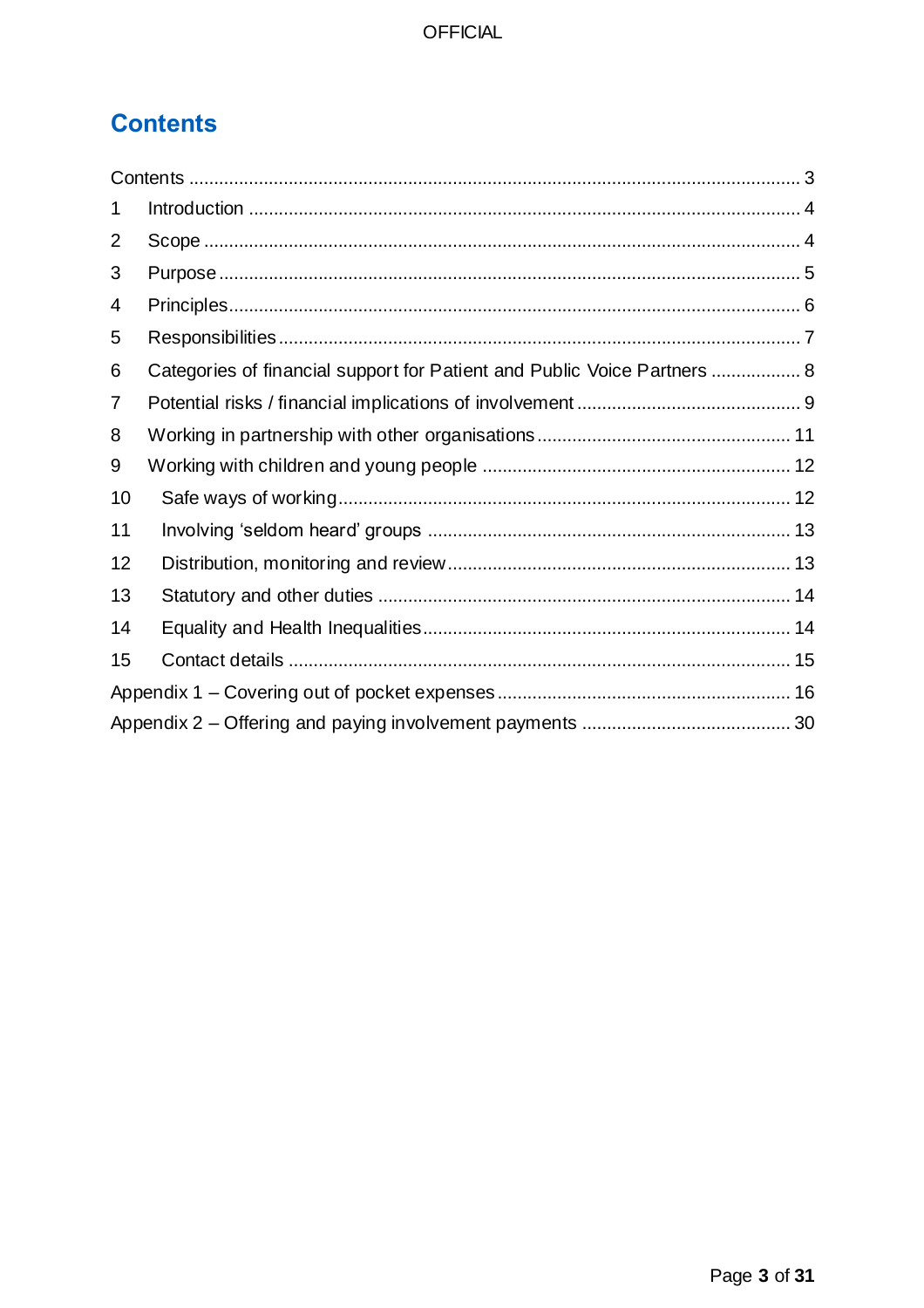# Contents

Contents ........................................................................................................................ 3

1 Introduction ............................................................................................................. 4

2 Scope ...................................................................................................................... 4

3 Purpose ................................................................................................................... 5

4 Principles ................................................................................................................. 6

5 Responsibilities ....................................................................................................... 7

6 Categories of financial support for Patient and Public Voice Partners .................. 8

7 Potential risks / financial implications of involvement ............................................ 9

8 Working in partnership with other organisations .................................................. 11

9 Working with children and young people ............................................................. 12

10 Safe ways of working ......................................................................................... 12

11 Involving 'seldom heard' groups ........................................................................ 13

12 Distribution, monitoring and review .................................................................... 13

13 Statutory and other duties ................................................................................. 14

14 Equality and Health Inequalities ........................................................................ 14

15 Contact details ................................................................................................... 15

Appendix 1 – Covering out of pocket expenses ........................................................ 16

Appendix 2 – Offering and paying involvement payments ........................................ 30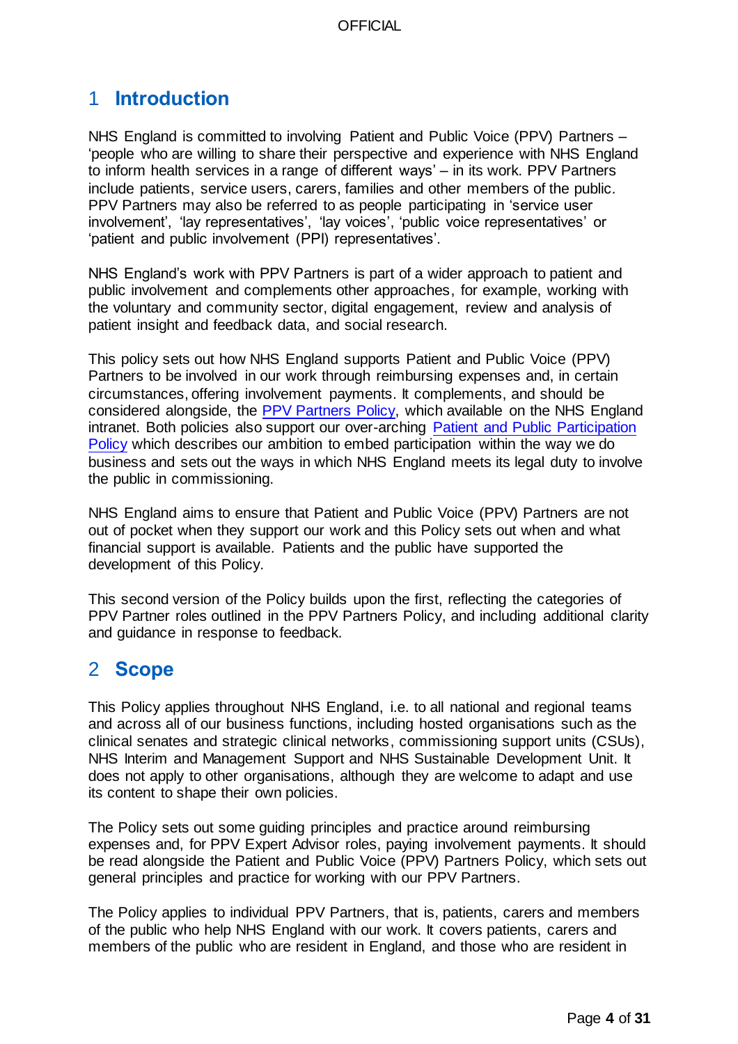# 1 Introduction

NHS England is committed to involving Patient and Public Voice (PPV) Partners – 'people who are willing to share their perspective and experience with NHS England to inform health services in a range of different ways' – in its work. PPV Partners include patients, service users, carers, families and other members of the public. PPV Partners may also be referred to as people participating in 'service user involvement', 'lay representatives', 'lay voices', 'public voice representatives' or 'patient and public involvement (PPI) representatives'.

NHS England's work with PPV Partners is part of a wider approach to patient and public involvement and complements other approaches, for example, working with the voluntary and community sector, digital engagement, review and analysis of patient insight and feedback data, and social research.

This policy sets out how NHS England supports Patient and Public Voice (PPV) Partners to be involved in our work through reimbursing expenses and, in certain circumstances, offering involvement payments. It complements, and should be considered alongside, the PPV Partners Policy, which available on the NHS England intranet. Both policies also support our over-arching Patient and Public Participation Policy which describes our ambition to embed participation within the way we do business and sets out the ways in which NHS England meets its legal duty to involve the public in commissioning.

NHS England aims to ensure that Patient and Public Voice (PPV) Partners are not out of pocket when they support our work and this Policy sets out when and what financial support is available. Patients and the public have supported the development of this Policy.

This second version of the Policy builds upon the first, reflecting the categories of PPV Partner roles outlined in the PPV Partners Policy, and including additional clarity and guidance in response to feedback.

# 2 Scope

This Policy applies throughout NHS England, i.e. to all national and regional teams and across all of our business functions, including hosted organisations such as the clinical senates and strategic clinical networks, commissioning support units (CSUs), NHS Interim and Management Support and NHS Sustainable Development Unit. It does not apply to other organisations, although they are welcome to adapt and use its content to shape their own policies.

The Policy sets out some guiding principles and practice around reimbursing expenses and, for PPV Expert Advisor roles, paying involvement payments. It should be read alongside the Patient and Public Voice (PPV) Partners Policy, which sets out general principles and practice for working with our PPV Partners.

The Policy applies to individual PPV Partners, that is, patients, carers and members of the public who help NHS England with our work. It covers patients, carers and members of the public who are resident in England, and those who are resident in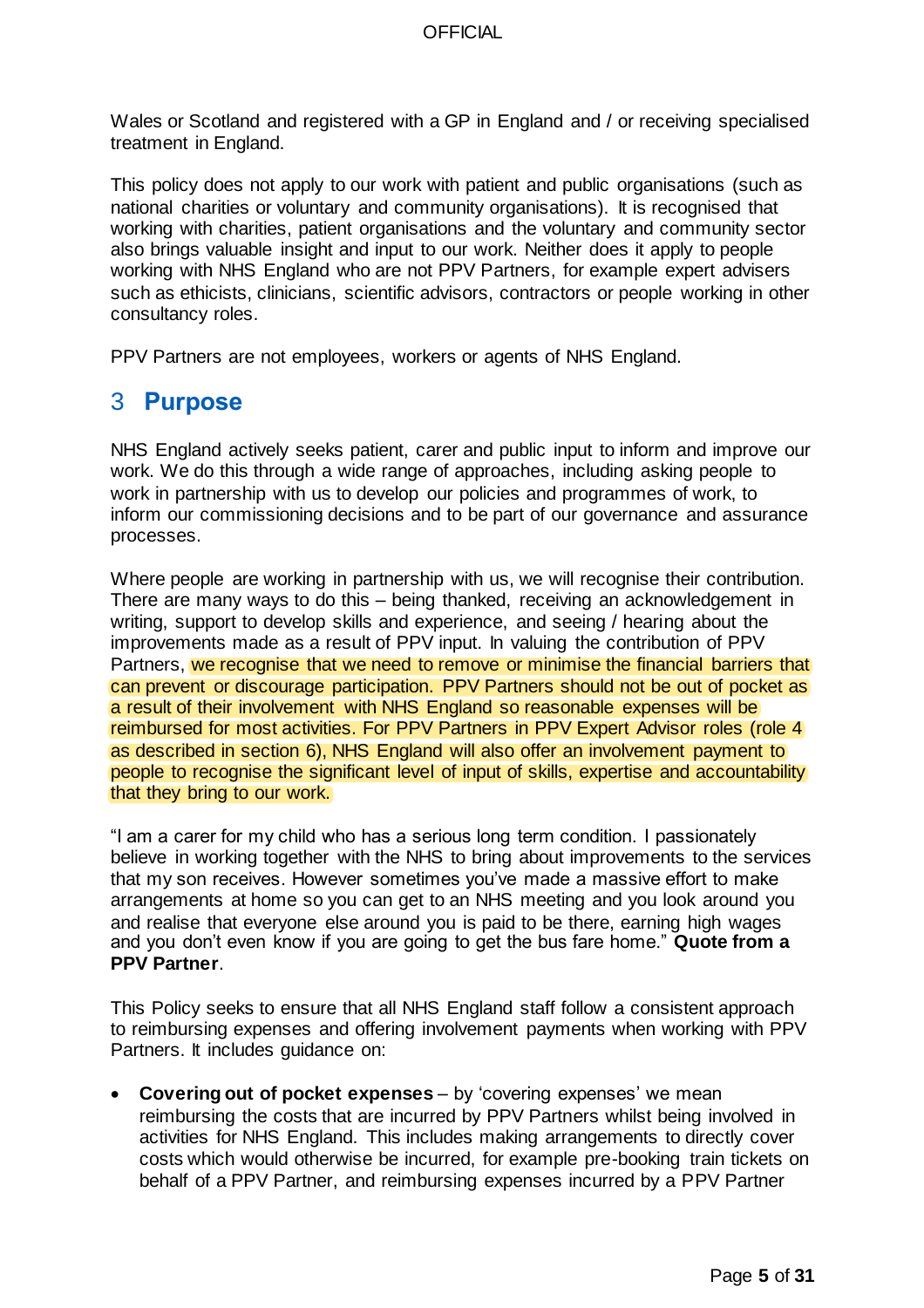Wales or Scotland and registered with a GP in England and / or receiving specialised treatment in England.

This policy does not apply to our work with patient and public organisations (such as national charities or voluntary and community organisations). It is recognised that working with charities, patient organisations and the voluntary and community sector also brings valuable insight and input to our work. Neither does it apply to people working with NHS England who are not PPV Partners, for example expert advisers such as ethicists, clinicians, scientific advisors, contractors or people working in other consultancy roles.

PPV Partners are not employees, workers or agents of NHS England.

## 3 Purpose

NHS England actively seeks patient, carer and public input to inform and improve our work. We do this through a wide range of approaches, including asking people to work in partnership with us to develop our policies and programmes of work, to inform our commissioning decisions and to be part of our governance and assurance processes.

Where people are working in partnership with us, we will recognise their contribution. There are many ways to do this – being thanked, receiving an acknowledgement in writing, support to develop skills and experience, and seeing / hearing about the improvements made as a result of PPV input. In valuing the contribution of PPV Partners, we recognise that we need to remove or minimise the financial barriers that can prevent or discourage participation. PPV Partners should not be out of pocket as a result of their involvement with NHS England so reasonable expenses will be reimbursed for most activities. For PPV Partners in PPV Expert Advisor roles (role 4 as described in section 6), NHS England will also offer an involvement payment to people to recognise the significant level of input of skills, expertise and accountability that they bring to our work.

"I am a carer for my child who has a serious long term condition. I passionately believe in working together with the NHS to bring about improvements to the services that my son receives. However sometimes you've made a massive effort to make arrangements at home so you can get to an NHS meeting and you look around you and realise that everyone else around you is paid to be there, earning high wages and you don't even know if you are going to get the bus fare home." **Quote from a PPV Partner**.

This Policy seeks to ensure that all NHS England staff follow a consistent approach to reimbursing expenses and offering involvement payments when working with PPV Partners. It includes guidance on:

- **Covering out of pocket expenses** – by 'covering expenses' we mean reimbursing the costs that are incurred by PPV Partners whilst being involved in activities for NHS England. This includes making arrangements to directly cover costs which would otherwise be incurred, for example pre-booking train tickets on behalf of a PPV Partner, and reimbursing expenses incurred by a PPV Partner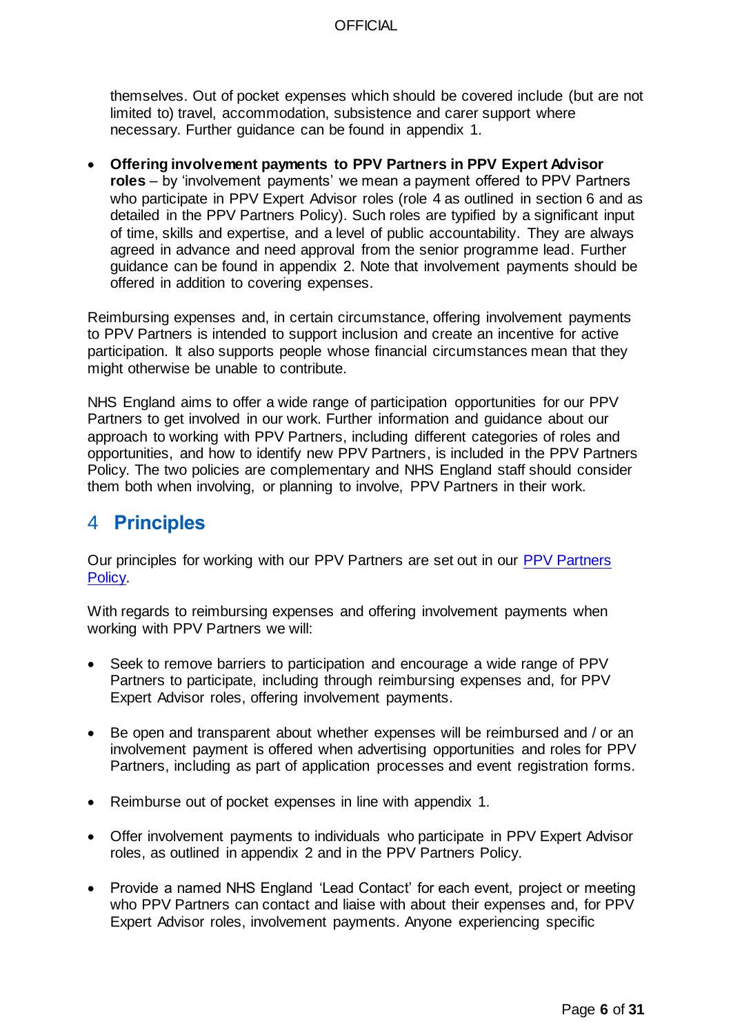themselves. Out of pocket expenses which should be covered include (but are not limited to) travel, accommodation, subsistence and carer support where necessary. Further guidance can be found in appendix 1.

- **Offering involvement payments to PPV Partners in PPV Expert Advisor roles** – by 'involvement payments' we mean a payment offered to PPV Partners who participate in PPV Expert Advisor roles (role 4 as outlined in section 6 and as detailed in the PPV Partners Policy). Such roles are typified by a significant input of time, skills and expertise, and a level of public accountability. They are always agreed in advance and need approval from the senior programme lead. Further guidance can be found in appendix 2. Note that involvement payments should be offered in addition to covering expenses.

Reimbursing expenses and, in certain circumstance, offering involvement payments to PPV Partners is intended to support inclusion and create an incentive for active participation. It also supports people whose financial circumstances mean that they might otherwise be unable to contribute.

NHS England aims to offer a wide range of participation opportunities for our PPV Partners to get involved in our work. Further information and guidance about our approach to working with PPV Partners, including different categories of roles and opportunities, and how to identify new PPV Partners, is included in the PPV Partners Policy. The two policies are complementary and NHS England staff should consider them both when involving, or planning to involve, PPV Partners in their work.

## 4 Principles

Our principles for working with our PPV Partners are set out in our PPV Partners Policy.

With regards to reimbursing expenses and offering involvement payments when working with PPV Partners we will:

- Seek to remove barriers to participation and encourage a wide range of PPV Partners to participate, including through reimbursing expenses and, for PPV Expert Advisor roles, offering involvement payments.

- Be open and transparent about whether expenses will be reimbursed and / or an involvement payment is offered when advertising opportunities and roles for PPV Partners, including as part of application processes and event registration forms.

- Reimburse out of pocket expenses in line with appendix 1.

- Offer involvement payments to individuals who participate in PPV Expert Advisor roles, as outlined in appendix 2 and in the PPV Partners Policy.

- Provide a named NHS England 'Lead Contact' for each event, project or meeting who PPV Partners can contact and liaise with about their expenses and, for PPV Expert Advisor roles, involvement payments. Anyone experiencing specific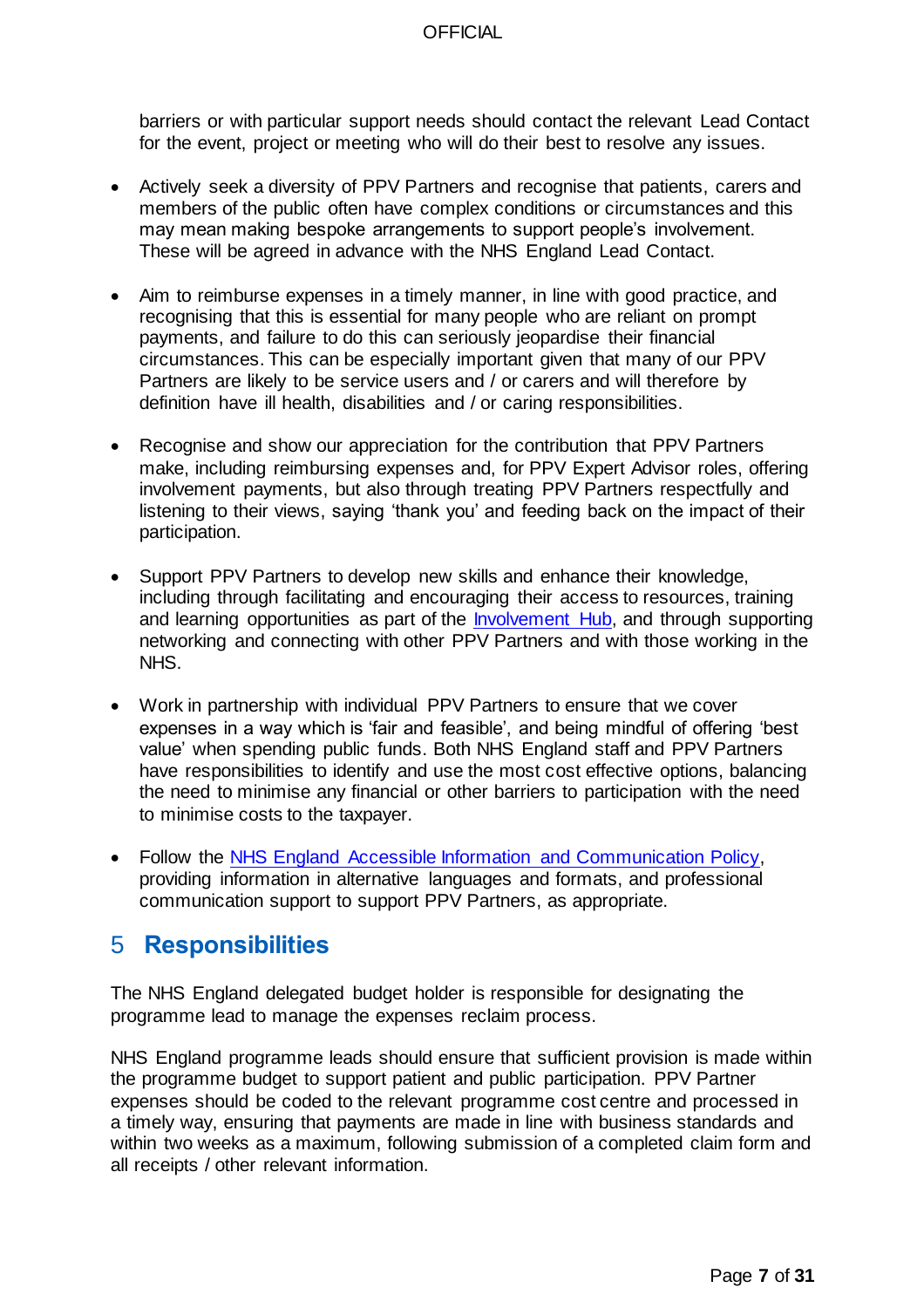barriers or with particular support needs should contact the relevant Lead Contact for the event, project or meeting who will do their best to resolve any issues.

- Actively seek a diversity of PPV Partners and recognise that patients, carers and members of the public often have complex conditions or circumstances and this may mean making bespoke arrangements to support people's involvement. These will be agreed in advance with the NHS England Lead Contact.

- Aim to reimburse expenses in a timely manner, in line with good practice, and recognising that this is essential for many people who are reliant on prompt payments, and failure to do this can seriously jeopardise their financial circumstances. This can be especially important given that many of our PPV Partners are likely to be service users and / or carers and will therefore by definition have ill health, disabilities and / or caring responsibilities.

- Recognise and show our appreciation for the contribution that PPV Partners make, including reimbursing expenses and, for PPV Expert Advisor roles, offering involvement payments, but also through treating PPV Partners respectfully and listening to their views, saying 'thank you' and feeding back on the impact of their participation.

- Support PPV Partners to develop new skills and enhance their knowledge, including through facilitating and encouraging their access to resources, training and learning opportunities as part of the Involvement Hub, and through supporting networking and connecting with other PPV Partners and with those working in the NHS.

- Work in partnership with individual PPV Partners to ensure that we cover expenses in a way which is 'fair and feasible', and being mindful of offering 'best value' when spending public funds. Both NHS England staff and PPV Partners have responsibilities to identify and use the most cost effective options, balancing the need to minimise any financial or other barriers to participation with the need to minimise costs to the taxpayer.

- Follow the NHS England Accessible Information and Communication Policy, providing information in alternative languages and formats, and professional communication support to support PPV Partners, as appropriate.

## 5 Responsibilities

The NHS England delegated budget holder is responsible for designating the programme lead to manage the expenses reclaim process.

NHS England programme leads should ensure that sufficient provision is made within the programme budget to support patient and public participation. PPV Partner expenses should be coded to the relevant programme cost centre and processed in a timely way, ensuring that payments are made in line with business standards and within two weeks as a maximum, following submission of a completed claim form and all receipts / other relevant information.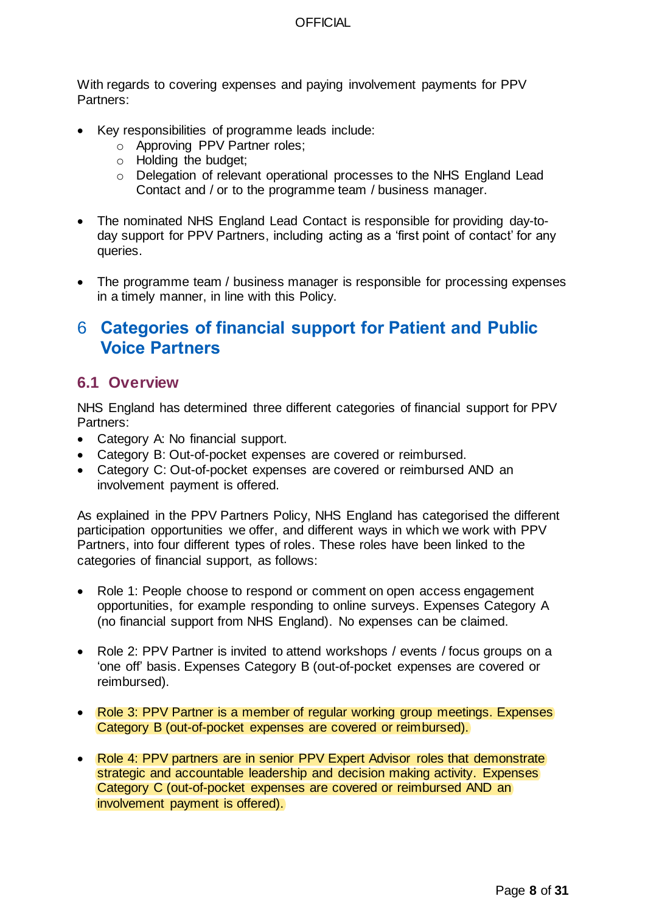With regards to covering expenses and paying involvement payments for PPV Partners:

- Key responsibilities of programme leads include:
  - Approving PPV Partner roles;
  - Holding the budget;
  - Delegation of relevant operational processes to the NHS England Lead Contact and / or to the programme team / business manager.

- The nominated NHS England Lead Contact is responsible for providing day-to-day support for PPV Partners, including acting as a 'first point of contact' for any queries.

- The programme team / business manager is responsible for processing expenses in a timely manner, in line with this Policy.

# 6 Categories of financial support for Patient and Public Voice Partners

## 6.1 Overview

NHS England has determined three different categories of financial support for PPV Partners:

- Category A: No financial support.
- Category B: Out-of-pocket expenses are covered or reimbursed.
- Category C: Out-of-pocket expenses are covered or reimbursed AND an involvement payment is offered.

As explained in the PPV Partners Policy, NHS England has categorised the different participation opportunities we offer, and different ways in which we work with PPV Partners, into four different types of roles. These roles have been linked to the categories of financial support, as follows:

- Role 1: People choose to respond or comment on open access engagement opportunities, for example responding to online surveys. Expenses Category A (no financial support from NHS England). No expenses can be claimed.

- Role 2: PPV Partner is invited to attend workshops / events / focus groups on a 'one off' basis. Expenses Category B (out-of-pocket expenses are covered or reimbursed).

- Role 3: PPV Partner is a member of regular working group meetings. Expenses Category B (out-of-pocket expenses are covered or reimbursed).

- Role 4: PPV partners are in senior PPV Expert Advisor roles that demonstrate strategic and accountable leadership and decision making activity. Expenses Category C (out-of-pocket expenses are covered or reimbursed AND an involvement payment is offered).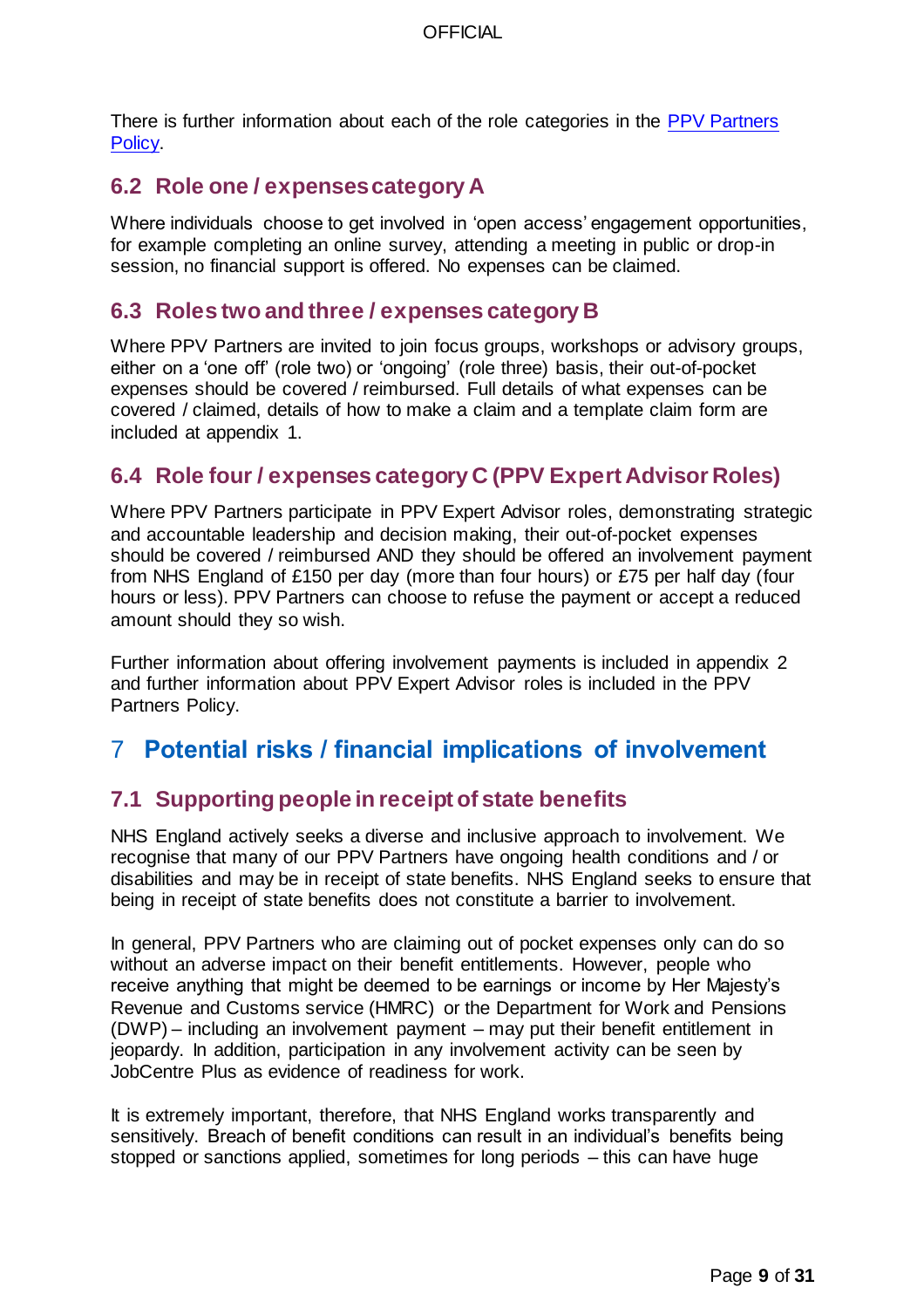There is further information about each of the role categories in the [PPV Partners Policy](PPV Partners Policy).

### 6.2 Role one / expenses category A

Where individuals choose to get involved in 'open access' engagement opportunities, for example completing an online survey, attending a meeting in public or drop-in session, no financial support is offered. No expenses can be claimed.

### 6.3 Roles two and three / expenses category B

Where PPV Partners are invited to join focus groups, workshops or advisory groups, either on a 'one off' (role two) or 'ongoing' (role three) basis, their out-of-pocket expenses should be covered / reimbursed. Full details of what expenses can be covered / claimed, details of how to make a claim and a template claim form are included at appendix 1.

### 6.4 Role four / expenses category C (PPV Expert Advisor Roles)

Where PPV Partners participate in PPV Expert Advisor roles, demonstrating strategic and accountable leadership and decision making, their out-of-pocket expenses should be covered / reimbursed AND they should be offered an involvement payment from NHS England of £150 per day (more than four hours) or £75 per half day (four hours or less). PPV Partners can choose to refuse the payment or accept a reduced amount should they so wish.

Further information about offering involvement payments is included in appendix 2 and further information about PPV Expert Advisor roles is included in the PPV Partners Policy.

## 7 Potential risks / financial implications of involvement

### 7.1 Supporting people in receipt of state benefits

NHS England actively seeks a diverse and inclusive approach to involvement. We recognise that many of our PPV Partners have ongoing health conditions and / or disabilities and may be in receipt of state benefits. NHS England seeks to ensure that being in receipt of state benefits does not constitute a barrier to involvement.

In general, PPV Partners who are claiming out of pocket expenses only can do so without an adverse impact on their benefit entitlements. However, people who receive anything that might be deemed to be earnings or income by Her Majesty's Revenue and Customs service (HMRC) or the Department for Work and Pensions (DWP) – including an involvement payment – may put their benefit entitlement in jeopardy. In addition, participation in any involvement activity can be seen by JobCentre Plus as evidence of readiness for work.

It is extremely important, therefore, that NHS England works transparently and sensitively. Breach of benefit conditions can result in an individual's benefits being stopped or sanctions applied, sometimes for long periods – this can have huge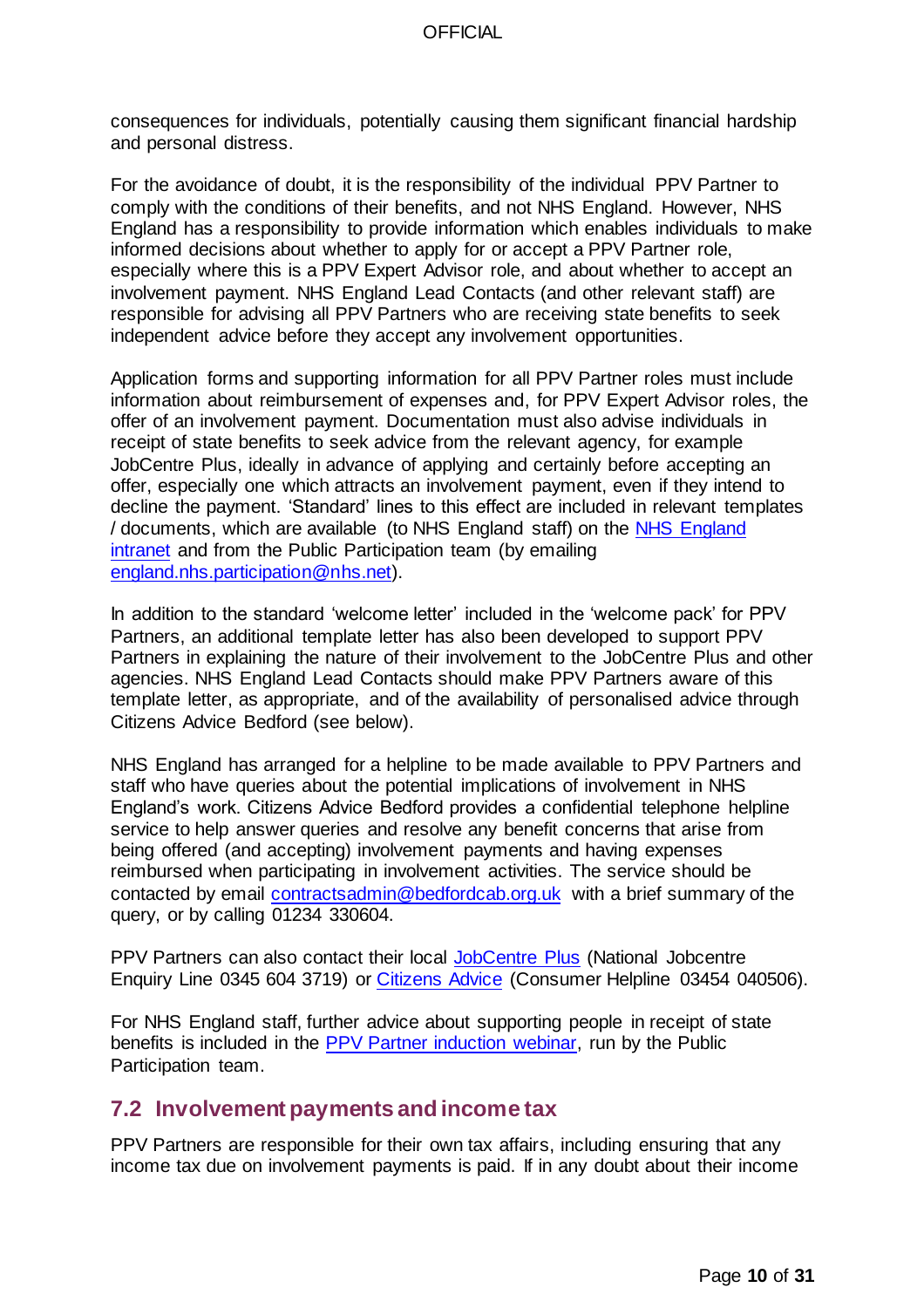consequences for individuals, potentially causing them significant financial hardship and personal distress.

For the avoidance of doubt, it is the responsibility of the individual PPV Partner to comply with the conditions of their benefits, and not NHS England. However, NHS England has a responsibility to provide information which enables individuals to make informed decisions about whether to apply for or accept a PPV Partner role, especially where this is a PPV Expert Advisor role, and about whether to accept an involvement payment. NHS England Lead Contacts (and other relevant staff) are responsible for advising all PPV Partners who are receiving state benefits to seek independent advice before they accept any involvement opportunities.

Application forms and supporting information for all PPV Partner roles must include information about reimbursement of expenses and, for PPV Expert Advisor roles, the offer of an involvement payment. Documentation must also advise individuals in receipt of state benefits to seek advice from the relevant agency, for example JobCentre Plus, ideally in advance of applying and certainly before accepting an offer, especially one which attracts an involvement payment, even if they intend to decline the payment. 'Standard' lines to this effect are included in relevant templates / documents, which are available (to NHS England staff) on the [NHS England intranet](#) and from the Public Participation team (by emailing [england.nhs.participation@nhs.net](mailto:england.nhs.participation@nhs.net)).

In addition to the standard 'welcome letter' included in the 'welcome pack' for PPV Partners, an additional template letter has also been developed to support PPV Partners in explaining the nature of their involvement to the JobCentre Plus and other agencies. NHS England Lead Contacts should make PPV Partners aware of this template letter, as appropriate, and of the availability of personalised advice through Citizens Advice Bedford (see below).

NHS England has arranged for a helpline to be made available to PPV Partners and staff who have queries about the potential implications of involvement in NHS England's work. Citizens Advice Bedford provides a confidential telephone helpline service to help answer queries and resolve any benefit concerns that arise from being offered (and accepting) involvement payments and having expenses reimbursed when participating in involvement activities. The service should be contacted by email [contractsadmin@bedfordcab.org.uk](mailto:contractsadmin@bedfordcab.org.uk) with a brief summary of the query, or by calling 01234 330604.

PPV Partners can also contact their local [JobCentre Plus](#) (National Jobcentre Enquiry Line 0345 604 3719) or [Citizens Advice](#) (Consumer Helpline 03454 040506).

For NHS England staff, further advice about supporting people in receipt of state benefits is included in the [PPV Partner induction webinar](#), run by the Public Participation team.

## 7.2 Involvement payments and income tax

PPV Partners are responsible for their own tax affairs, including ensuring that any income tax due on involvement payments is paid. If in any doubt about their income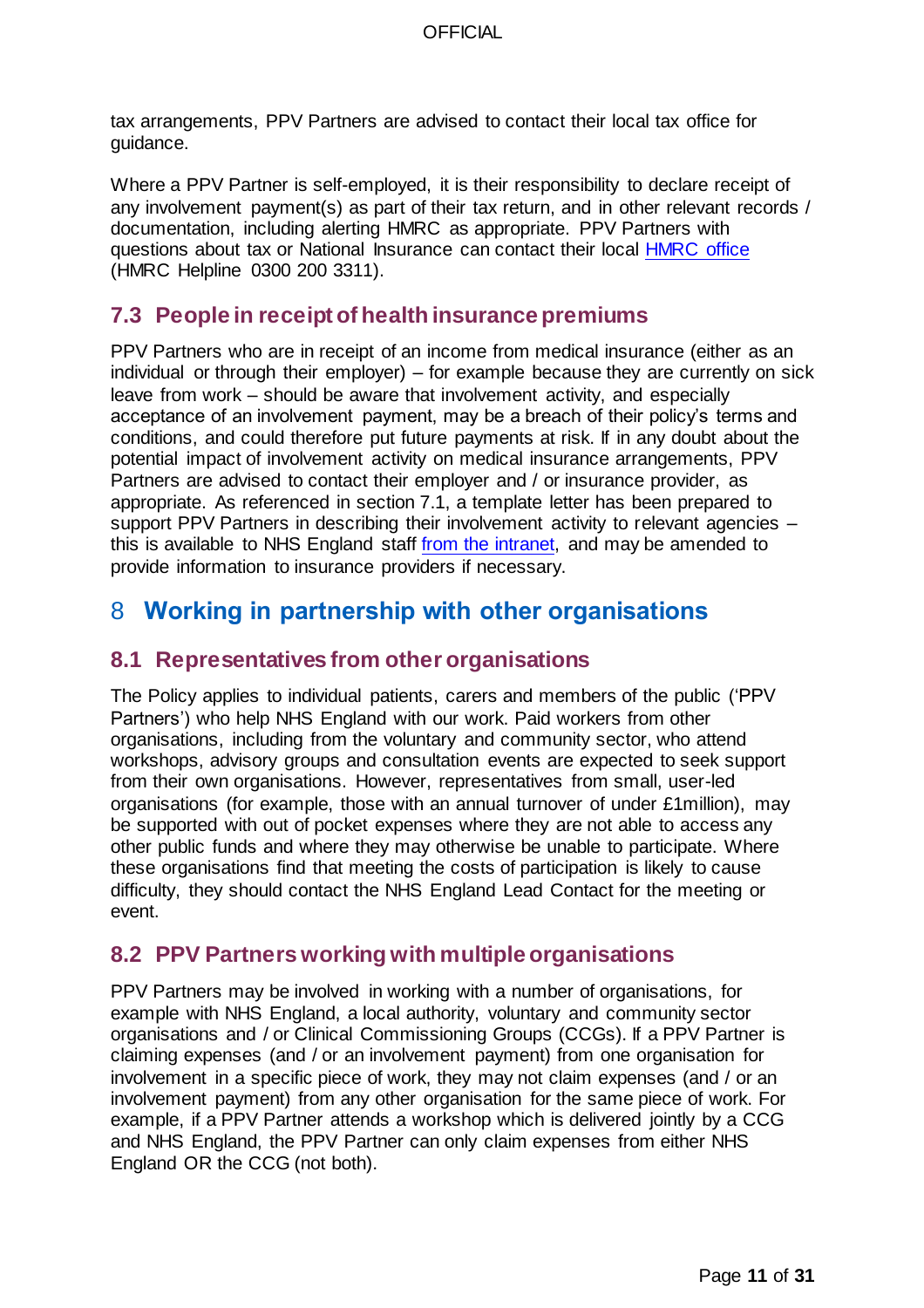tax arrangements, PPV Partners are advised to contact their local tax office for guidance.

Where a PPV Partner is self-employed, it is their responsibility to declare receipt of any involvement payment(s) as part of their tax return, and in other relevant records / documentation, including alerting HMRC as appropriate. PPV Partners with questions about tax or National Insurance can contact their local HMRC office (HMRC Helpline 0300 200 3311).

### 7.3 People in receipt of health insurance premiums

PPV Partners who are in receipt of an income from medical insurance (either as an individual or through their employer) – for example because they are currently on sick leave from work – should be aware that involvement activity, and especially acceptance of an involvement payment, may be a breach of their policy's terms and conditions, and could therefore put future payments at risk. If in any doubt about the potential impact of involvement activity on medical insurance arrangements, PPV Partners are advised to contact their employer and / or insurance provider, as appropriate. As referenced in section 7.1, a template letter has been prepared to support PPV Partners in describing their involvement activity to relevant agencies – this is available to NHS England staff from the intranet, and may be amended to provide information to insurance providers if necessary.

## 8 Working in partnership with other organisations

### 8.1 Representatives from other organisations

The Policy applies to individual patients, carers and members of the public ('PPV Partners') who help NHS England with our work. Paid workers from other organisations, including from the voluntary and community sector, who attend workshops, advisory groups and consultation events are expected to seek support from their own organisations. However, representatives from small, user-led organisations (for example, those with an annual turnover of under £1million), may be supported with out of pocket expenses where they are not able to access any other public funds and where they may otherwise be unable to participate. Where these organisations find that meeting the costs of participation is likely to cause difficulty, they should contact the NHS England Lead Contact for the meeting or event.

### 8.2 PPV Partners working with multiple organisations

PPV Partners may be involved in working with a number of organisations, for example with NHS England, a local authority, voluntary and community sector organisations and / or Clinical Commissioning Groups (CCGs). If a PPV Partner is claiming expenses (and / or an involvement payment) from one organisation for involvement in a specific piece of work, they may not claim expenses (and / or an involvement payment) from any other organisation for the same piece of work. For example, if a PPV Partner attends a workshop which is delivered jointly by a CCG and NHS England, the PPV Partner can only claim expenses from either NHS England OR the CCG (not both).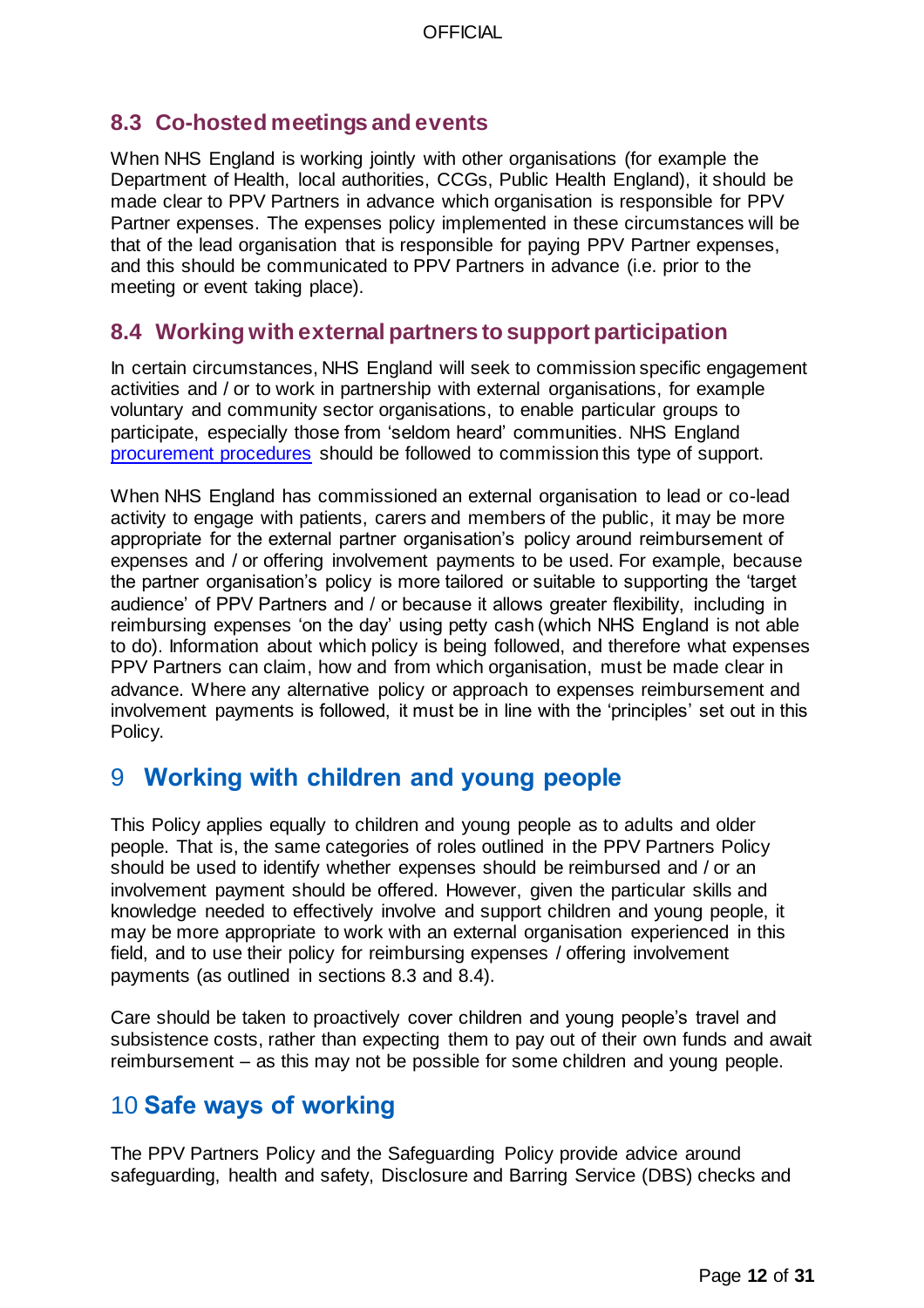### 8.3 Co-hosted meetings and events

When NHS England is working jointly with other organisations (for example the Department of Health, local authorities, CCGs, Public Health England), it should be made clear to PPV Partners in advance which organisation is responsible for PPV Partner expenses. The expenses policy implemented in these circumstances will be that of the lead organisation that is responsible for paying PPV Partner expenses, and this should be communicated to PPV Partners in advance (i.e. prior to the meeting or event taking place).

### 8.4 Working with external partners to support participation

In certain circumstances, NHS England will seek to commission specific engagement activities and / or to work in partnership with external organisations, for example voluntary and community sector organisations, to enable particular groups to participate, especially those from 'seldom heard' communities. NHS England procurement procedures should be followed to commission this type of support.

When NHS England has commissioned an external organisation to lead or co-lead activity to engage with patients, carers and members of the public, it may be more appropriate for the external partner organisation's policy around reimbursement of expenses and / or offering involvement payments to be used. For example, because the partner organisation's policy is more tailored or suitable to supporting the 'target audience' of PPV Partners and / or because it allows greater flexibility, including in reimbursing expenses 'on the day' using petty cash (which NHS England is not able to do). Information about which policy is being followed, and therefore what expenses PPV Partners can claim, how and from which organisation, must be made clear in advance. Where any alternative policy or approach to expenses reimbursement and involvement payments is followed, it must be in line with the 'principles' set out in this Policy.

## 9 Working with children and young people

This Policy applies equally to children and young people as to adults and older people. That is, the same categories of roles outlined in the PPV Partners Policy should be used to identify whether expenses should be reimbursed and / or an involvement payment should be offered. However, given the particular skills and knowledge needed to effectively involve and support children and young people, it may be more appropriate to work with an external organisation experienced in this field, and to use their policy for reimbursing expenses / offering involvement payments (as outlined in sections 8.3 and 8.4).

Care should be taken to proactively cover children and young people's travel and subsistence costs, rather than expecting them to pay out of their own funds and await reimbursement – as this may not be possible for some children and young people.

## 10 Safe ways of working

The PPV Partners Policy and the Safeguarding Policy provide advice around safeguarding, health and safety, Disclosure and Barring Service (DBS) checks and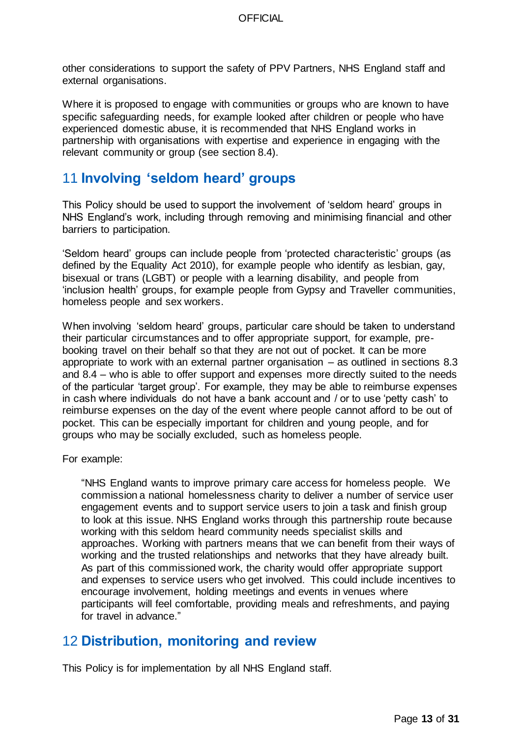other considerations to support the safety of PPV Partners, NHS England staff and external organisations.

Where it is proposed to engage with communities or groups who are known to have specific safeguarding needs, for example looked after children or people who have experienced domestic abuse, it is recommended that NHS England works in partnership with organisations with expertise and experience in engaging with the relevant community or group (see section 8.4).

## 11 Involving 'seldom heard' groups

This Policy should be used to support the involvement of 'seldom heard' groups in NHS England's work, including through removing and minimising financial and other barriers to participation.

'Seldom heard' groups can include people from 'protected characteristic' groups (as defined by the Equality Act 2010), for example people who identify as lesbian, gay, bisexual or trans (LGBT) or people with a learning disability, and people from 'inclusion health' groups, for example people from Gypsy and Traveller communities, homeless people and sex workers.

When involving 'seldom heard' groups, particular care should be taken to understand their particular circumstances and to offer appropriate support, for example, pre-booking travel on their behalf so that they are not out of pocket. It can be more appropriate to work with an external partner organisation – as outlined in sections 8.3 and 8.4 – who is able to offer support and expenses more directly suited to the needs of the particular 'target group'. For example, they may be able to reimburse expenses in cash where individuals do not have a bank account and / or to use 'petty cash' to reimburse expenses on the day of the event where people cannot afford to be out of pocket. This can be especially important for children and young people, and for groups who may be socially excluded, such as homeless people.

For example:

> "NHS England wants to improve primary care access for homeless people. We commission a national homelessness charity to deliver a number of service user engagement events and to support service users to join a task and finish group to look at this issue. NHS England works through this partnership route because working with this seldom heard community needs specialist skills and approaches. Working with partners means that we can benefit from their ways of working and the trusted relationships and networks that they have already built. As part of this commissioned work, the charity would offer appropriate support and expenses to service users who get involved. This could include incentives to encourage involvement, holding meetings and events in venues where participants will feel comfortable, providing meals and refreshments, and paying for travel in advance."

## 12 Distribution, monitoring and review

This Policy is for implementation by all NHS England staff.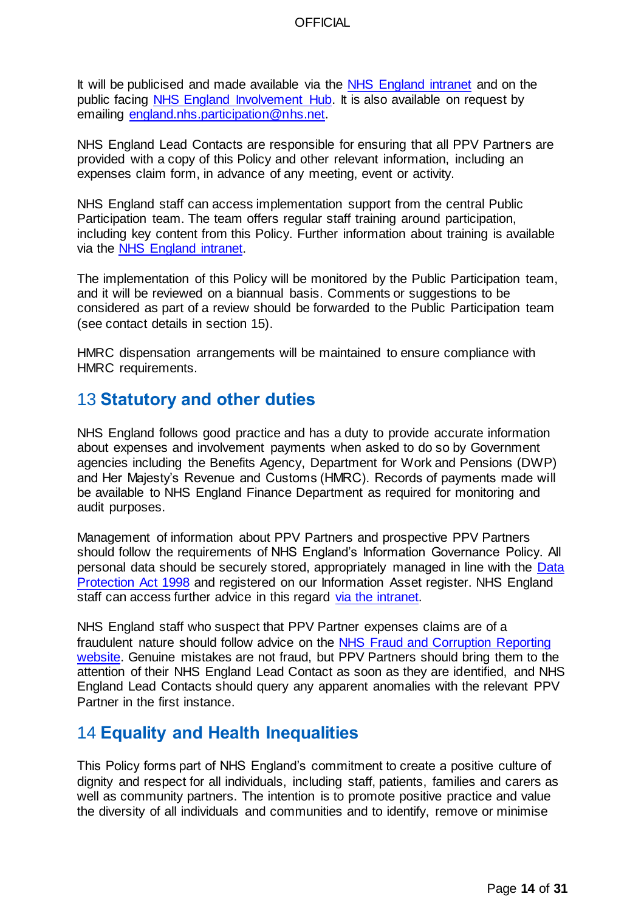It will be publicised and made available via the [NHS England intranet]() and on the public facing [NHS England Involvement Hub](). It is also available on request by emailing [england.nhs.participation@nhs.net]().

NHS England Lead Contacts are responsible for ensuring that all PPV Partners are provided with a copy of this Policy and other relevant information, including an expenses claim form, in advance of any meeting, event or activity.

NHS England staff can access implementation support from the central Public Participation team. The team offers regular staff training around participation, including key content from this Policy. Further information about training is available via the [NHS England intranet]().

The implementation of this Policy will be monitored by the Public Participation team, and it will be reviewed on a biannual basis. Comments or suggestions to be considered as part of a review should be forwarded to the Public Participation team (see contact details in section 15).

HMRC dispensation arrangements will be maintained to ensure compliance with HMRC requirements.

## 13 Statutory and other duties

NHS England follows good practice and has a duty to provide accurate information about expenses and involvement payments when asked to do so by Government agencies including the Benefits Agency, Department for Work and Pensions (DWP) and Her Majesty's Revenue and Customs (HMRC). Records of payments made will be available to NHS England Finance Department as required for monitoring and audit purposes.

Management of information about PPV Partners and prospective PPV Partners should follow the requirements of NHS England's Information Governance Policy. All personal data should be securely stored, appropriately managed in line with the [Data Protection Act 1998]() and registered on our Information Asset register. NHS England staff can access further advice in this regard [via the intranet]().

NHS England staff who suspect that PPV Partner expenses claims are of a fraudulent nature should follow advice on the [NHS Fraud and Corruption Reporting website](). Genuine mistakes are not fraud, but PPV Partners should bring them to the attention of their NHS England Lead Contact as soon as they are identified, and NHS England Lead Contacts should query any apparent anomalies with the relevant PPV Partner in the first instance.

## 14 Equality and Health Inequalities

This Policy forms part of NHS England's commitment to create a positive culture of dignity and respect for all individuals, including staff, patients, families and carers as well as community partners. The intention is to promote positive practice and value the diversity of all individuals and communities and to identify, remove or minimise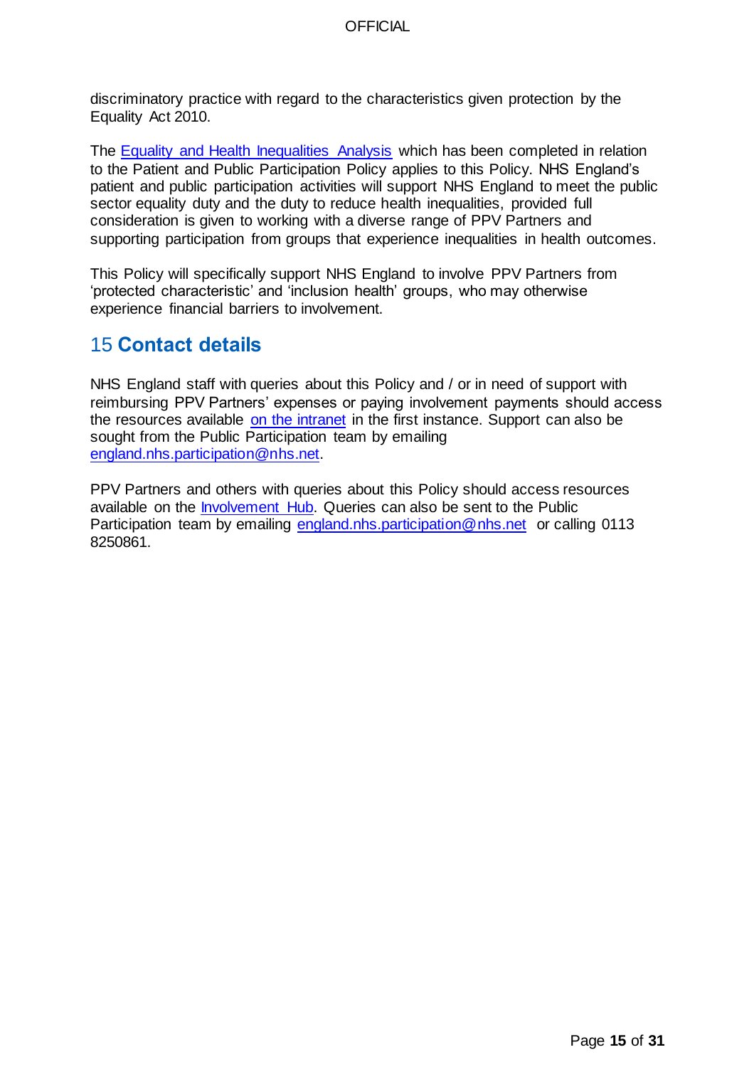discriminatory practice with regard to the characteristics given protection by the Equality Act 2010.

The [Equality and Health Inequalities Analysis] which has been completed in relation to the Patient and Public Participation Policy applies to this Policy. NHS England's patient and public participation activities will support NHS England to meet the public sector equality duty and the duty to reduce health inequalities, provided full consideration is given to working with a diverse range of PPV Partners and supporting participation from groups that experience inequalities in health outcomes.

This Policy will specifically support NHS England to involve PPV Partners from 'protected characteristic' and 'inclusion health' groups, who may otherwise experience financial barriers to involvement.

## 15 Contact details

NHS England staff with queries about this Policy and / or in need of support with reimbursing PPV Partners' expenses or paying involvement payments should access the resources available on the intranet in the first instance. Support can also be sought from the Public Participation team by emailing england.nhs.participation@nhs.net.

PPV Partners and others with queries about this Policy should access resources available on the Involvement Hub. Queries can also be sent to the Public Participation team by emailing england.nhs.participation@nhs.net or calling 0113 8250861.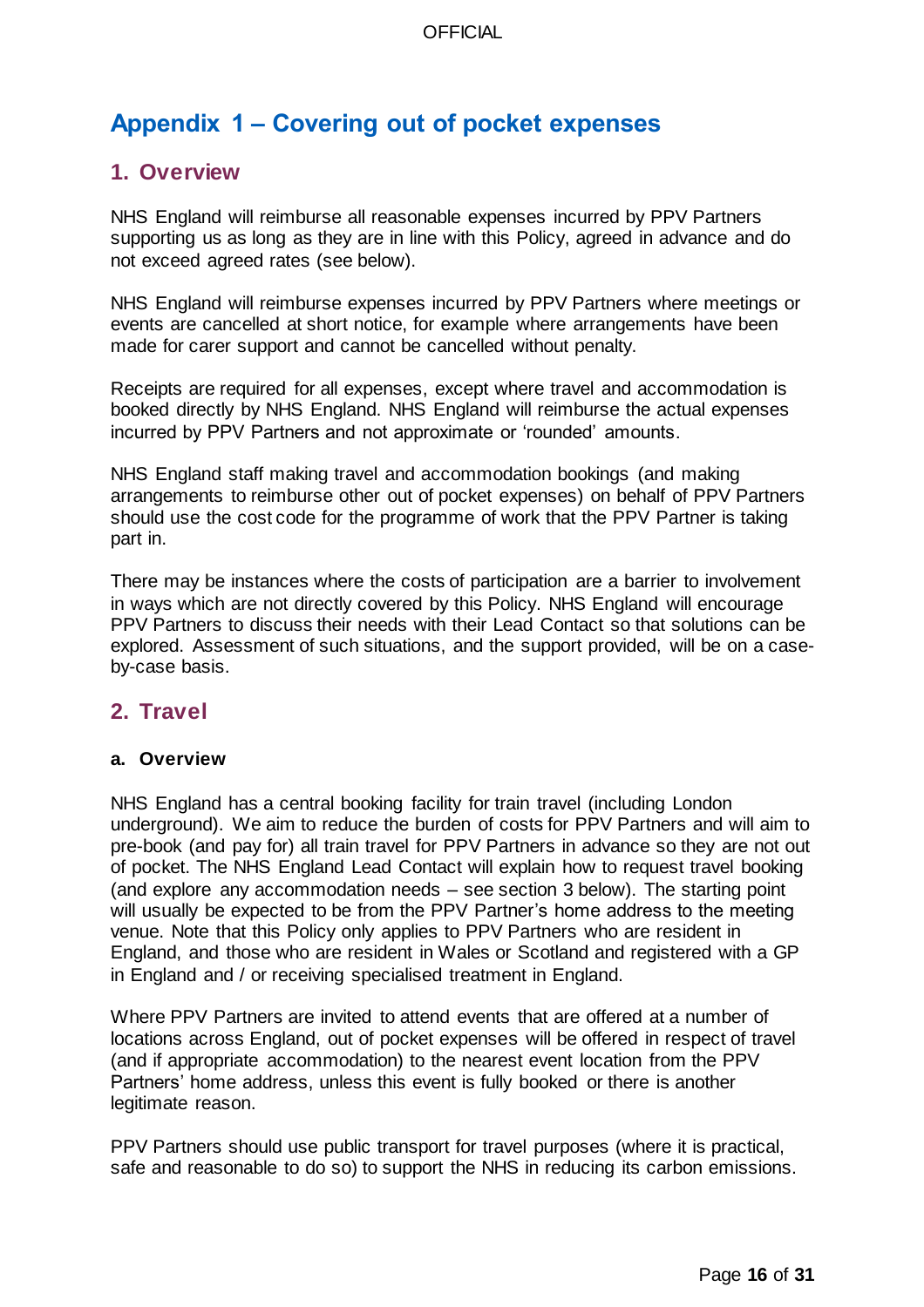# Appendix 1 – Covering out of pocket expenses

## 1. Overview

NHS England will reimburse all reasonable expenses incurred by PPV Partners supporting us as long as they are in line with this Policy, agreed in advance and do not exceed agreed rates (see below).

NHS England will reimburse expenses incurred by PPV Partners where meetings or events are cancelled at short notice, for example where arrangements have been made for carer support and cannot be cancelled without penalty.

Receipts are required for all expenses, except where travel and accommodation is booked directly by NHS England. NHS England will reimburse the actual expenses incurred by PPV Partners and not approximate or 'rounded' amounts.

NHS England staff making travel and accommodation bookings (and making arrangements to reimburse other out of pocket expenses) on behalf of PPV Partners should use the cost code for the programme of work that the PPV Partner is taking part in.

There may be instances where the costs of participation are a barrier to involvement in ways which are not directly covered by this Policy. NHS England will encourage PPV Partners to discuss their needs with their Lead Contact so that solutions can be explored. Assessment of such situations, and the support provided, will be on a case-by-case basis.

## 2. Travel

### a. Overview

NHS England has a central booking facility for train travel (including London underground). We aim to reduce the burden of costs for PPV Partners and will aim to pre-book (and pay for) all train travel for PPV Partners in advance so they are not out of pocket. The NHS England Lead Contact will explain how to request travel booking (and explore any accommodation needs – see section 3 below). The starting point will usually be expected to be from the PPV Partner's home address to the meeting venue. Note that this Policy only applies to PPV Partners who are resident in England, and those who are resident in Wales or Scotland and registered with a GP in England and / or receiving specialised treatment in England.

Where PPV Partners are invited to attend events that are offered at a number of locations across England, out of pocket expenses will be offered in respect of travel (and if appropriate accommodation) to the nearest event location from the PPV Partners' home address, unless this event is fully booked or there is another legitimate reason.

PPV Partners should use public transport for travel purposes (where it is practical, safe and reasonable to do so) to support the NHS in reducing its carbon emissions.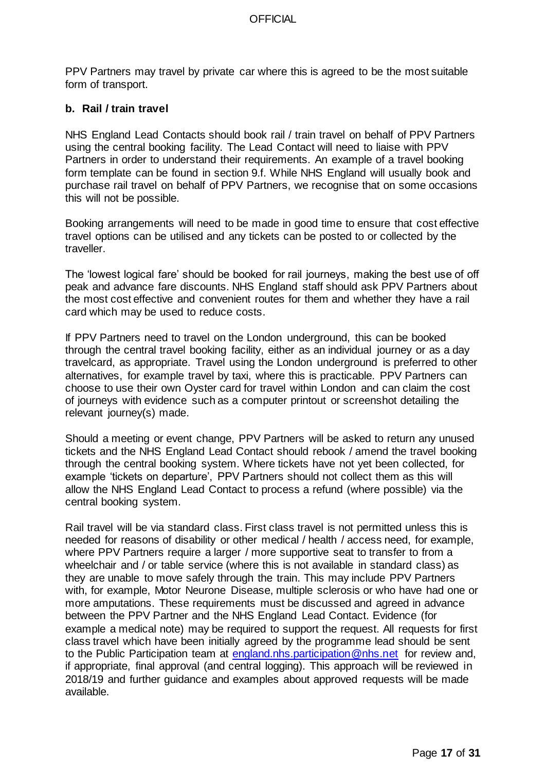PPV Partners may travel by private car where this is agreed to be the most suitable form of transport.

### b. Rail / train travel

NHS England Lead Contacts should book rail / train travel on behalf of PPV Partners using the central booking facility. The Lead Contact will need to liaise with PPV Partners in order to understand their requirements. An example of a travel booking form template can be found in section 9.f. While NHS England will usually book and purchase rail travel on behalf of PPV Partners, we recognise that on some occasions this will not be possible.

Booking arrangements will need to be made in good time to ensure that cost effective travel options can be utilised and any tickets can be posted to or collected by the traveller.

The 'lowest logical fare' should be booked for rail journeys, making the best use of off peak and advance fare discounts. NHS England staff should ask PPV Partners about the most cost effective and convenient routes for them and whether they have a rail card which may be used to reduce costs.

If PPV Partners need to travel on the London underground, this can be booked through the central travel booking facility, either as an individual journey or as a day travelcard, as appropriate. Travel using the London underground is preferred to other alternatives, for example travel by taxi, where this is practicable. PPV Partners can choose to use their own Oyster card for travel within London and can claim the cost of journeys with evidence such as a computer printout or screenshot detailing the relevant journey(s) made.

Should a meeting or event change, PPV Partners will be asked to return any unused tickets and the NHS England Lead Contact should rebook / amend the travel booking through the central booking system. Where tickets have not yet been collected, for example 'tickets on departure', PPV Partners should not collect them as this will allow the NHS England Lead Contact to process a refund (where possible) via the central booking system.

Rail travel will be via standard class. First class travel is not permitted unless this is needed for reasons of disability or other medical / health / access need, for example, where PPV Partners require a larger / more supportive seat to transfer to from a wheelchair and / or table service (where this is not available in standard class) as they are unable to move safely through the train. This may include PPV Partners with, for example, Motor Neurone Disease, multiple sclerosis or who have had one or more amputations. These requirements must be discussed and agreed in advance between the PPV Partner and the NHS England Lead Contact. Evidence (for example a medical note) may be required to support the request. All requests for first class travel which have been initially agreed by the programme lead should be sent to the Public Participation team at [england.nhs.participation@nhs.net](mailto:england.nhs.participation@nhs.net) for review and, if appropriate, final approval (and central logging). This approach will be reviewed in 2018/19 and further guidance and examples about approved requests will be made available.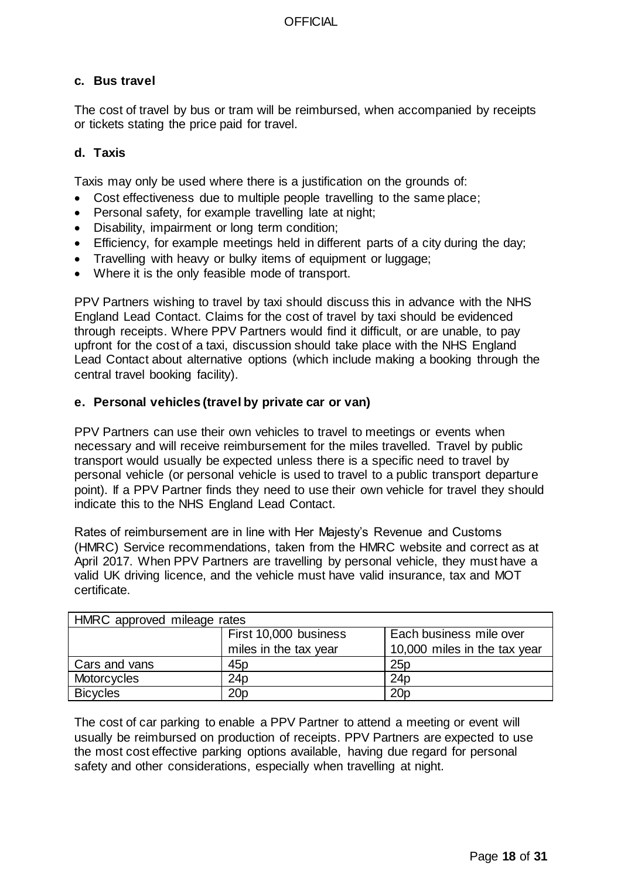### c. Bus travel

The cost of travel by bus or tram will be reimbursed, when accompanied by receipts or tickets stating the price paid for travel.

### d. Taxis

Taxis may only be used where there is a justification on the grounds of:

- Cost effectiveness due to multiple people travelling to the same place;
- Personal safety, for example travelling late at night;
- Disability, impairment or long term condition;
- Efficiency, for example meetings held in different parts of a city during the day;
- Travelling with heavy or bulky items of equipment or luggage;
- Where it is the only feasible mode of transport.

PPV Partners wishing to travel by taxi should discuss this in advance with the NHS England Lead Contact. Claims for the cost of travel by taxi should be evidenced through receipts. Where PPV Partners would find it difficult, or are unable, to pay upfront for the cost of a taxi, discussion should take place with the NHS England Lead Contact about alternative options (which include making a booking through the central travel booking facility).

### e. Personal vehicles (travel by private car or van)

PPV Partners can use their own vehicles to travel to meetings or events when necessary and will receive reimbursement for the miles travelled. Travel by public transport would usually be expected unless there is a specific need to travel by personal vehicle (or personal vehicle is used to travel to a public transport departure point). If a PPV Partner finds they need to use their own vehicle for travel they should indicate this to the NHS England Lead Contact.

Rates of reimbursement are in line with Her Majesty's Revenue and Customs (HMRC) Service recommendations, taken from the HMRC website and correct as at April 2017. When PPV Partners are travelling by personal vehicle, they must have a valid UK driving licence, and the vehicle must have valid insurance, tax and MOT certificate.

| HMRC approved mileage rates | | |
|---|---|---|
| | First 10,000 business miles in the tax year | Each business mile over 10,000 miles in the tax year |
| Cars and vans | 45p | 25p |
| Motorcycles | 24p | 24p |
| Bicycles | 20p | 20p |

The cost of car parking to enable a PPV Partner to attend a meeting or event will usually be reimbursed on production of receipts. PPV Partners are expected to use the most cost effective parking options available, having due regard for personal safety and other considerations, especially when travelling at night.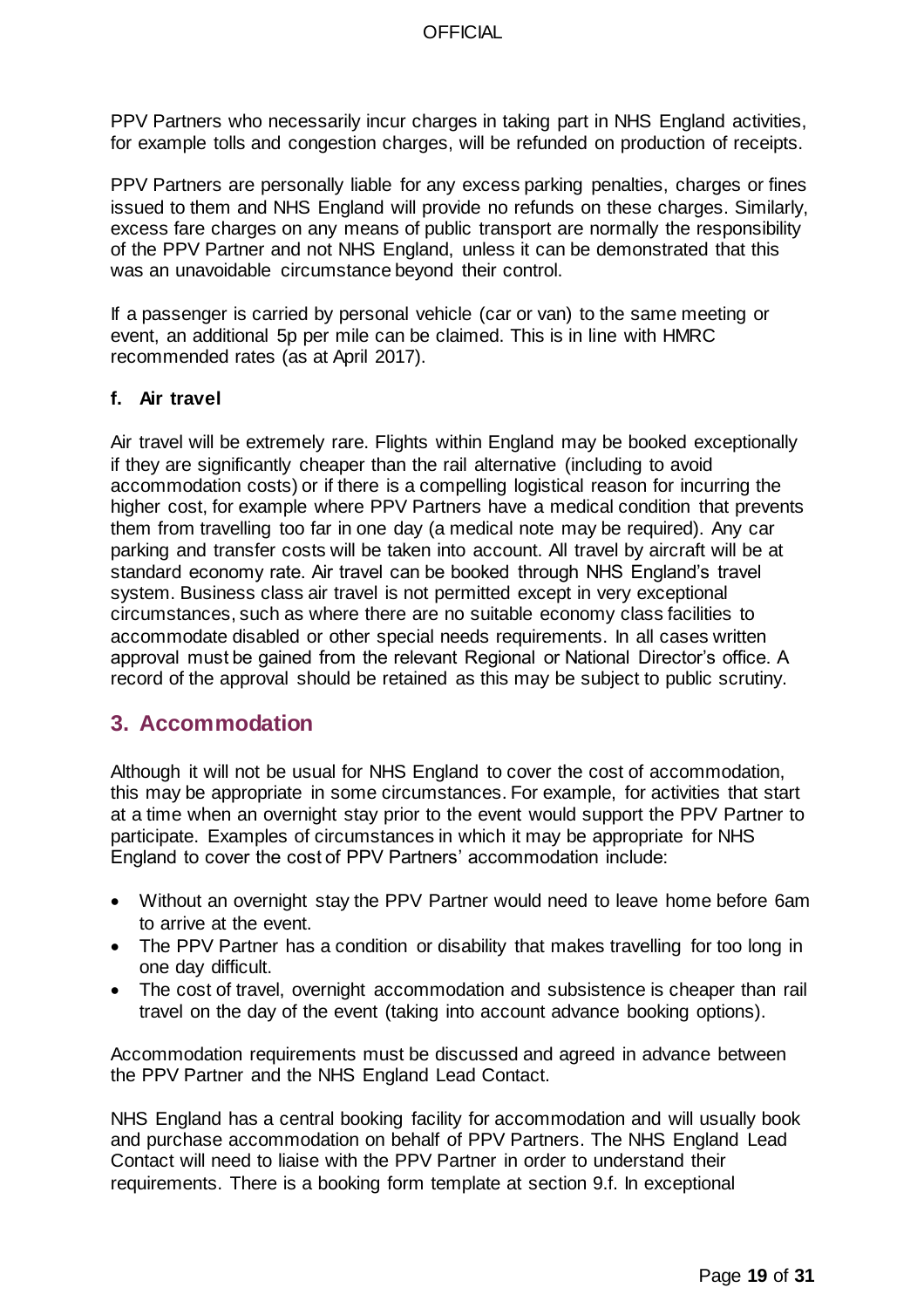PPV Partners who necessarily incur charges in taking part in NHS England activities, for example tolls and congestion charges, will be refunded on production of receipts.

PPV Partners are personally liable for any excess parking penalties, charges or fines issued to them and NHS England will provide no refunds on these charges. Similarly, excess fare charges on any means of public transport are normally the responsibility of the PPV Partner and not NHS England, unless it can be demonstrated that this was an unavoidable circumstance beyond their control.

If a passenger is carried by personal vehicle (car or van) to the same meeting or event, an additional 5p per mile can be claimed. This is in line with HMRC recommended rates (as at April 2017).

### f. Air travel

Air travel will be extremely rare. Flights within England may be booked exceptionally if they are significantly cheaper than the rail alternative (including to avoid accommodation costs) or if there is a compelling logistical reason for incurring the higher cost, for example where PPV Partners have a medical condition that prevents them from travelling too far in one day (a medical note may be required). Any car parking and transfer costs will be taken into account. All travel by aircraft will be at standard economy rate. Air travel can be booked through NHS England's travel system. Business class air travel is not permitted except in very exceptional circumstances, such as where there are no suitable economy class facilities to accommodate disabled or other special needs requirements. In all cases written approval must be gained from the relevant Regional or National Director's office. A record of the approval should be retained as this may be subject to public scrutiny.

## 3. Accommodation

Although it will not be usual for NHS England to cover the cost of accommodation, this may be appropriate in some circumstances. For example, for activities that start at a time when an overnight stay prior to the event would support the PPV Partner to participate. Examples of circumstances in which it may be appropriate for NHS England to cover the cost of PPV Partners' accommodation include:

- Without an overnight stay the PPV Partner would need to leave home before 6am to arrive at the event.
- The PPV Partner has a condition or disability that makes travelling for too long in one day difficult.
- The cost of travel, overnight accommodation and subsistence is cheaper than rail travel on the day of the event (taking into account advance booking options).

Accommodation requirements must be discussed and agreed in advance between the PPV Partner and the NHS England Lead Contact.

NHS England has a central booking facility for accommodation and will usually book and purchase accommodation on behalf of PPV Partners. The NHS England Lead Contact will need to liaise with the PPV Partner in order to understand their requirements. There is a booking form template at section 9.f. In exceptional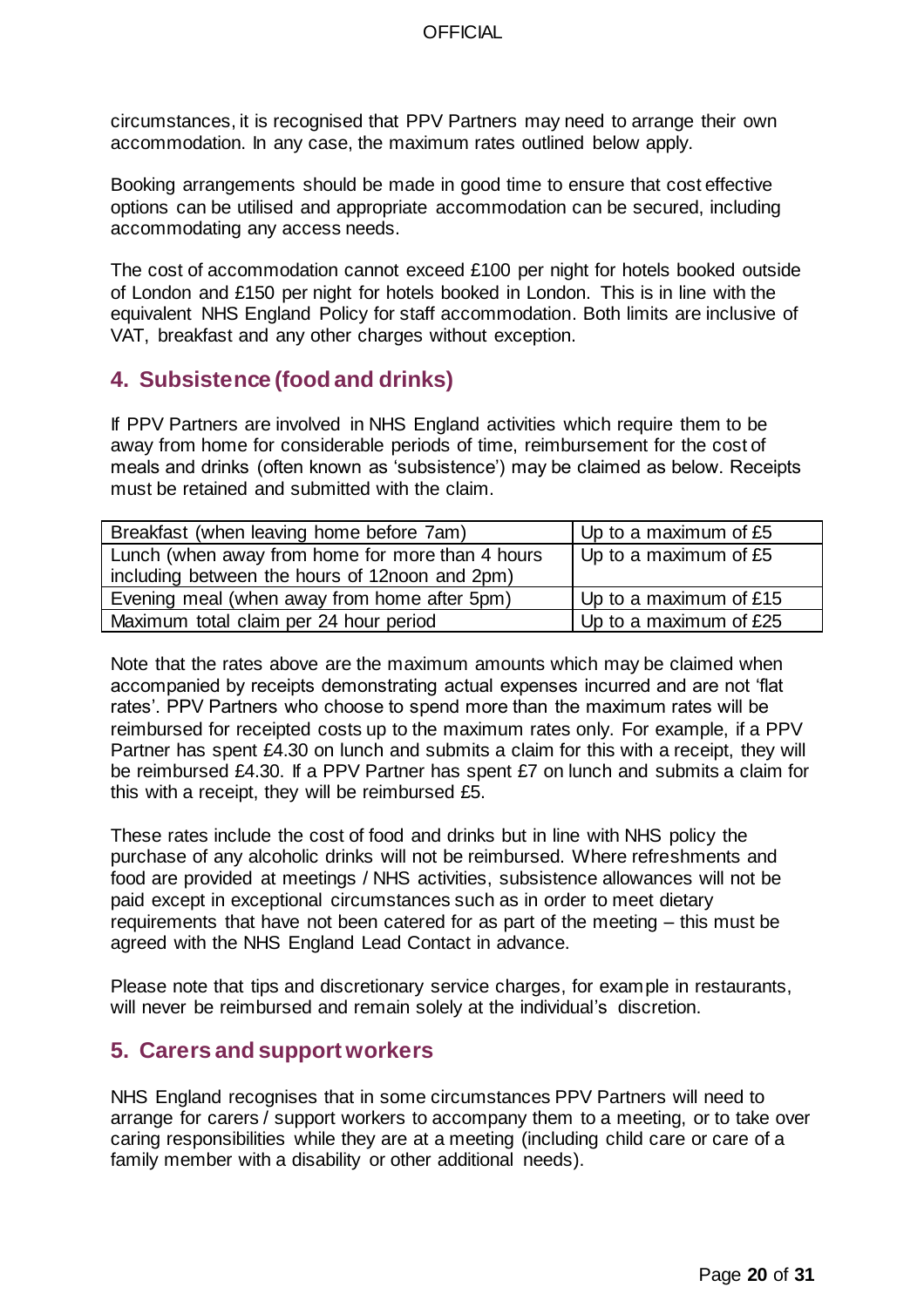circumstances, it is recognised that PPV Partners may need to arrange their own accommodation. In any case, the maximum rates outlined below apply.

Booking arrangements should be made in good time to ensure that cost effective options can be utilised and appropriate accommodation can be secured, including accommodating any access needs.

The cost of accommodation cannot exceed £100 per night for hotels booked outside of London and £150 per night for hotels booked in London. This is in line with the equivalent NHS England Policy for staff accommodation. Both limits are inclusive of VAT, breakfast and any other charges without exception.

## 4. Subsistence (food and drinks)

If PPV Partners are involved in NHS England activities which require them to be away from home for considerable periods of time, reimbursement for the cost of meals and drinks (often known as 'subsistence') may be claimed as below. Receipts must be retained and submitted with the claim.

| | |
|---|---|
| Breakfast (when leaving home before 7am) | Up to a maximum of £5 |
| Lunch (when away from home for more than 4 hours including between the hours of 12noon and 2pm) | Up to a maximum of £5 |
| Evening meal (when away from home after 5pm) | Up to a maximum of £15 |
| Maximum total claim per 24 hour period | Up to a maximum of £25 |

Note that the rates above are the maximum amounts which may be claimed when accompanied by receipts demonstrating actual expenses incurred and are not 'flat rates'. PPV Partners who choose to spend more than the maximum rates will be reimbursed for receipted costs up to the maximum rates only. For example, if a PPV Partner has spent £4.30 on lunch and submits a claim for this with a receipt, they will be reimbursed £4.30. If a PPV Partner has spent £7 on lunch and submits a claim for this with a receipt, they will be reimbursed £5.

These rates include the cost of food and drinks but in line with NHS policy the purchase of any alcoholic drinks will not be reimbursed. Where refreshments and food are provided at meetings / NHS activities, subsistence allowances will not be paid except in exceptional circumstances such as in order to meet dietary requirements that have not been catered for as part of the meeting – this must be agreed with the NHS England Lead Contact in advance.

Please note that tips and discretionary service charges, for example in restaurants, will never be reimbursed and remain solely at the individual's discretion.

## 5. Carers and support workers

NHS England recognises that in some circumstances PPV Partners will need to arrange for carers / support workers to accompany them to a meeting, or to take over caring responsibilities while they are at a meeting (including child care or care of a family member with a disability or other additional needs).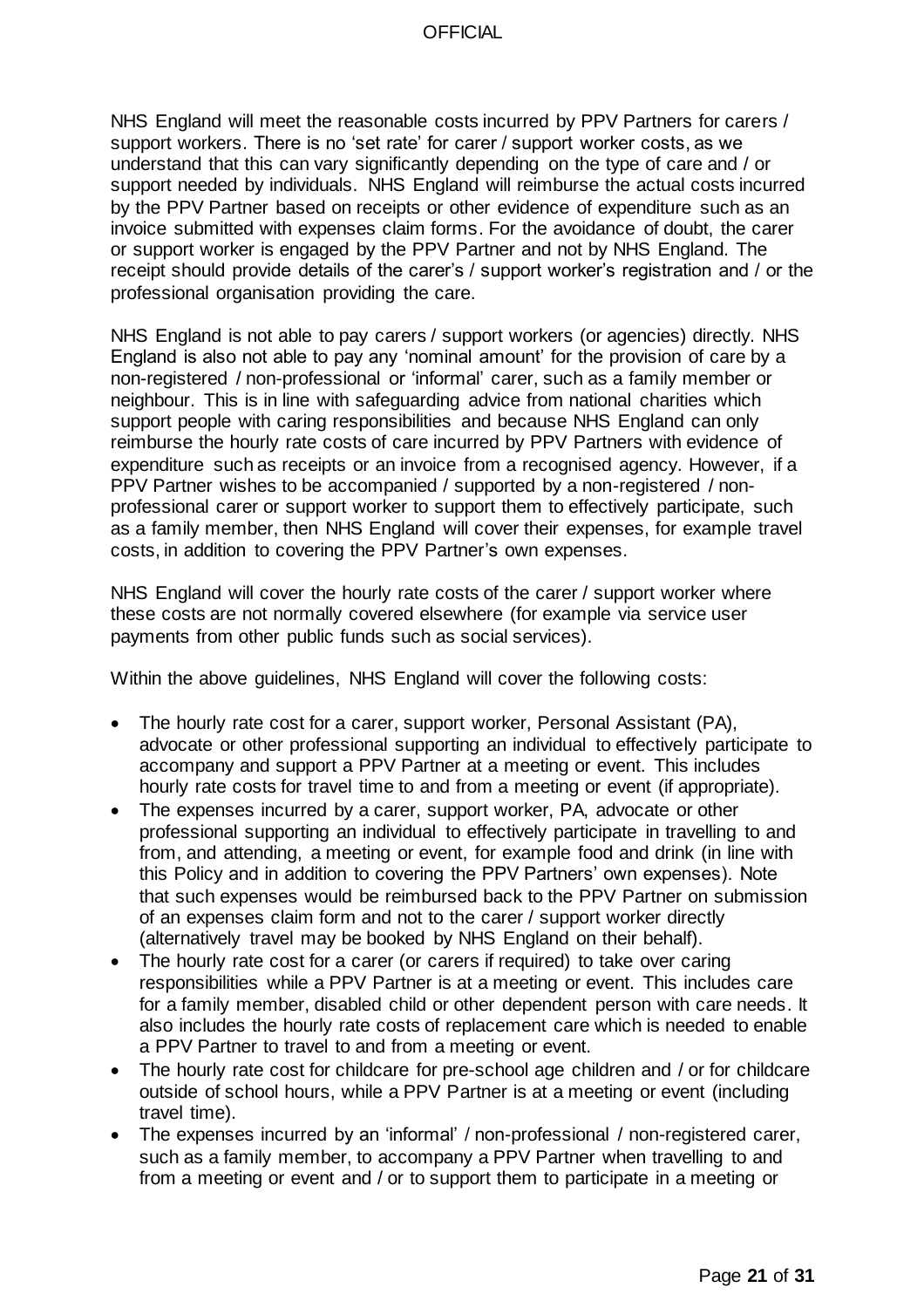NHS England will meet the reasonable costs incurred by PPV Partners for carers / support workers. There is no 'set rate' for carer / support worker costs, as we understand that this can vary significantly depending on the type of care and / or support needed by individuals. NHS England will reimburse the actual costs incurred by the PPV Partner based on receipts or other evidence of expenditure such as an invoice submitted with expenses claim forms. For the avoidance of doubt, the carer or support worker is engaged by the PPV Partner and not by NHS England. The receipt should provide details of the carer's / support worker's registration and / or the professional organisation providing the care.

NHS England is not able to pay carers / support workers (or agencies) directly. NHS England is also not able to pay any 'nominal amount' for the provision of care by a non-registered / non-professional or 'informal' carer, such as a family member or neighbour. This is in line with safeguarding advice from national charities which support people with caring responsibilities and because NHS England can only reimburse the hourly rate costs of care incurred by PPV Partners with evidence of expenditure such as receipts or an invoice from a recognised agency. However, if a PPV Partner wishes to be accompanied / supported by a non-registered / non-professional carer or support worker to support them to effectively participate, such as a family member, then NHS England will cover their expenses, for example travel costs, in addition to covering the PPV Partner's own expenses.

NHS England will cover the hourly rate costs of the carer / support worker where these costs are not normally covered elsewhere (for example via service user payments from other public funds such as social services).

Within the above guidelines, NHS England will cover the following costs:

- The hourly rate cost for a carer, support worker, Personal Assistant (PA), advocate or other professional supporting an individual to effectively participate to accompany and support a PPV Partner at a meeting or event. This includes hourly rate costs for travel time to and from a meeting or event (if appropriate).
- The expenses incurred by a carer, support worker, PA, advocate or other professional supporting an individual to effectively participate in travelling to and from, and attending, a meeting or event, for example food and drink (in line with this Policy and in addition to covering the PPV Partners' own expenses). Note that such expenses would be reimbursed back to the PPV Partner on submission of an expenses claim form and not to the carer / support worker directly (alternatively travel may be booked by NHS England on their behalf).
- The hourly rate cost for a carer (or carers if required) to take over caring responsibilities while a PPV Partner is at a meeting or event. This includes care for a family member, disabled child or other dependent person with care needs. It also includes the hourly rate costs of replacement care which is needed to enable a PPV Partner to travel to and from a meeting or event.
- The hourly rate cost for childcare for pre-school age children and / or for childcare outside of school hours, while a PPV Partner is at a meeting or event (including travel time).
- The expenses incurred by an 'informal' / non-professional / non-registered carer, such as a family member, to accompany a PPV Partner when travelling to and from a meeting or event and / or to support them to participate in a meeting or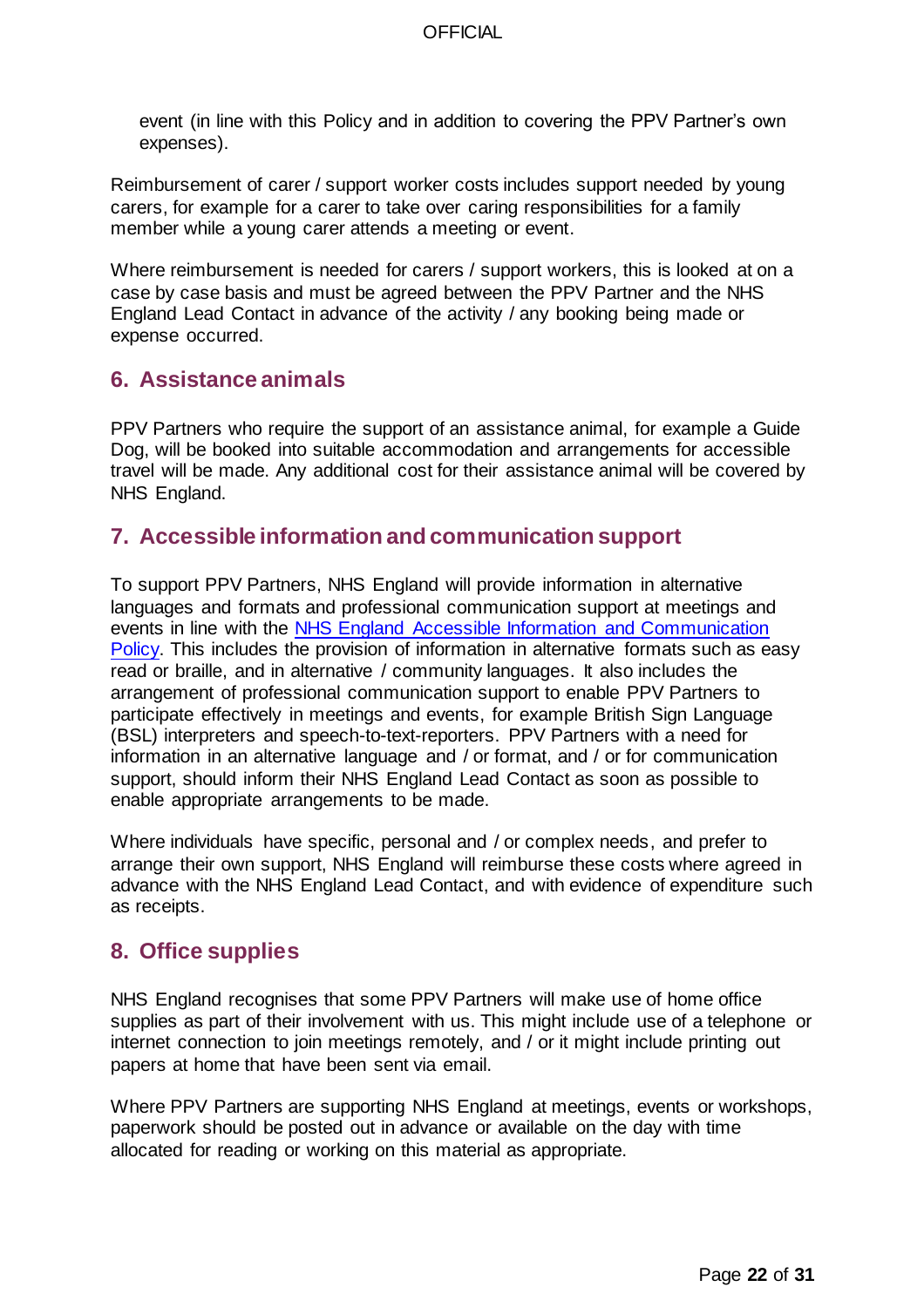event (in line with this Policy and in addition to covering the PPV Partner's own expenses).

Reimbursement of carer / support worker costs includes support needed by young carers, for example for a carer to take over caring responsibilities for a family member while a young carer attends a meeting or event.

Where reimbursement is needed for carers / support workers, this is looked at on a case by case basis and must be agreed between the PPV Partner and the NHS England Lead Contact in advance of the activity / any booking being made or expense occurred.

## 6. Assistance animals

PPV Partners who require the support of an assistance animal, for example a Guide Dog, will be booked into suitable accommodation and arrangements for accessible travel will be made. Any additional cost for their assistance animal will be covered by NHS England.

## 7. Accessible information and communication support

To support PPV Partners, NHS England will provide information in alternative languages and formats and professional communication support at meetings and events in line with the [NHS England Accessible Information and Communication Policy](). This includes the provision of information in alternative formats such as easy read or braille, and in alternative / community languages. It also includes the arrangement of professional communication support to enable PPV Partners to participate effectively in meetings and events, for example British Sign Language (BSL) interpreters and speech-to-text-reporters. PPV Partners with a need for information in an alternative language and / or format, and / or for communication support, should inform their NHS England Lead Contact as soon as possible to enable appropriate arrangements to be made.

Where individuals have specific, personal and / or complex needs, and prefer to arrange their own support, NHS England will reimburse these costs where agreed in advance with the NHS England Lead Contact, and with evidence of expenditure such as receipts.

## 8. Office supplies

NHS England recognises that some PPV Partners will make use of home office supplies as part of their involvement with us. This might include use of a telephone or internet connection to join meetings remotely, and / or it might include printing out papers at home that have been sent via email.

Where PPV Partners are supporting NHS England at meetings, events or workshops, paperwork should be posted out in advance or available on the day with time allocated for reading or working on this material as appropriate.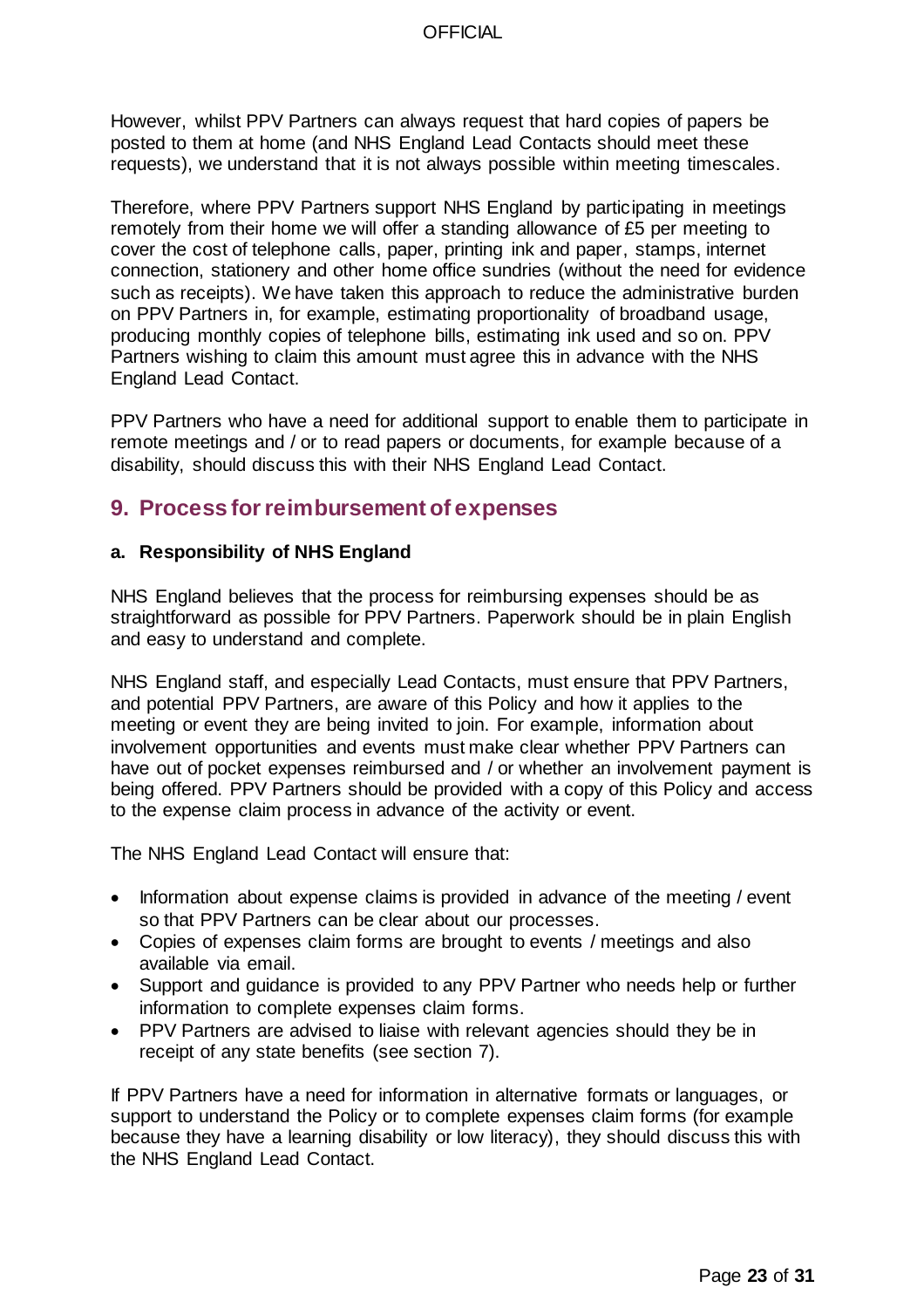However, whilst PPV Partners can always request that hard copies of papers be posted to them at home (and NHS England Lead Contacts should meet these requests), we understand that it is not always possible within meeting timescales.

Therefore, where PPV Partners support NHS England by participating in meetings remotely from their home we will offer a standing allowance of £5 per meeting to cover the cost of telephone calls, paper, printing ink and paper, stamps, internet connection, stationery and other home office sundries (without the need for evidence such as receipts). We have taken this approach to reduce the administrative burden on PPV Partners in, for example, estimating proportionality of broadband usage, producing monthly copies of telephone bills, estimating ink used and so on. PPV Partners wishing to claim this amount must agree this in advance with the NHS England Lead Contact.

PPV Partners who have a need for additional support to enable them to participate in remote meetings and / or to read papers or documents, for example because of a disability, should discuss this with their NHS England Lead Contact.

## 9. Process for reimbursement of expenses

### a. Responsibility of NHS England

NHS England believes that the process for reimbursing expenses should be as straightforward as possible for PPV Partners. Paperwork should be in plain English and easy to understand and complete.

NHS England staff, and especially Lead Contacts, must ensure that PPV Partners, and potential PPV Partners, are aware of this Policy and how it applies to the meeting or event they are being invited to join. For example, information about involvement opportunities and events must make clear whether PPV Partners can have out of pocket expenses reimbursed and / or whether an involvement payment is being offered. PPV Partners should be provided with a copy of this Policy and access to the expense claim process in advance of the activity or event.

The NHS England Lead Contact will ensure that:

- Information about expense claims is provided in advance of the meeting / event so that PPV Partners can be clear about our processes.
- Copies of expenses claim forms are brought to events / meetings and also available via email.
- Support and guidance is provided to any PPV Partner who needs help or further information to complete expenses claim forms.
- PPV Partners are advised to liaise with relevant agencies should they be in receipt of any state benefits (see section 7).

If PPV Partners have a need for information in alternative formats or languages, or support to understand the Policy or to complete expenses claim forms (for example because they have a learning disability or low literacy), they should discuss this with the NHS England Lead Contact.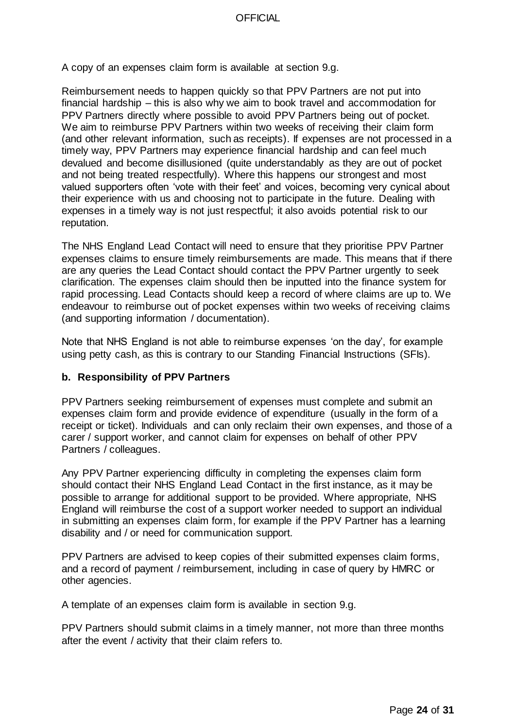A copy of an expenses claim form is available at section 9.g.

Reimbursement needs to happen quickly so that PPV Partners are not put into financial hardship – this is also why we aim to book travel and accommodation for PPV Partners directly where possible to avoid PPV Partners being out of pocket. We aim to reimburse PPV Partners within two weeks of receiving their claim form (and other relevant information, such as receipts). If expenses are not processed in a timely way, PPV Partners may experience financial hardship and can feel much devalued and become disillusioned (quite understandably as they are out of pocket and not being treated respectfully). Where this happens our strongest and most valued supporters often 'vote with their feet' and voices, becoming very cynical about their experience with us and choosing not to participate in the future. Dealing with expenses in a timely way is not just respectful; it also avoids potential risk to our reputation.

The NHS England Lead Contact will need to ensure that they prioritise PPV Partner expenses claims to ensure timely reimbursements are made. This means that if there are any queries the Lead Contact should contact the PPV Partner urgently to seek clarification. The expenses claim should then be inputted into the finance system for rapid processing. Lead Contacts should keep a record of where claims are up to. We endeavour to reimburse out of pocket expenses within two weeks of receiving claims (and supporting information / documentation).

Note that NHS England is not able to reimburse expenses 'on the day', for example using petty cash, as this is contrary to our Standing Financial Instructions (SFIs).

### b. Responsibility of PPV Partners

PPV Partners seeking reimbursement of expenses must complete and submit an expenses claim form and provide evidence of expenditure (usually in the form of a receipt or ticket). Individuals and can only reclaim their own expenses, and those of a carer / support worker, and cannot claim for expenses on behalf of other PPV Partners / colleagues.

Any PPV Partner experiencing difficulty in completing the expenses claim form should contact their NHS England Lead Contact in the first instance, as it may be possible to arrange for additional support to be provided. Where appropriate, NHS England will reimburse the cost of a support worker needed to support an individual in submitting an expenses claim form, for example if the PPV Partner has a learning disability and / or need for communication support.

PPV Partners are advised to keep copies of their submitted expenses claim forms, and a record of payment / reimbursement, including in case of query by HMRC or other agencies.

A template of an expenses claim form is available in section 9.g.

PPV Partners should submit claims in a timely manner, not more than three months after the event / activity that their claim refers to.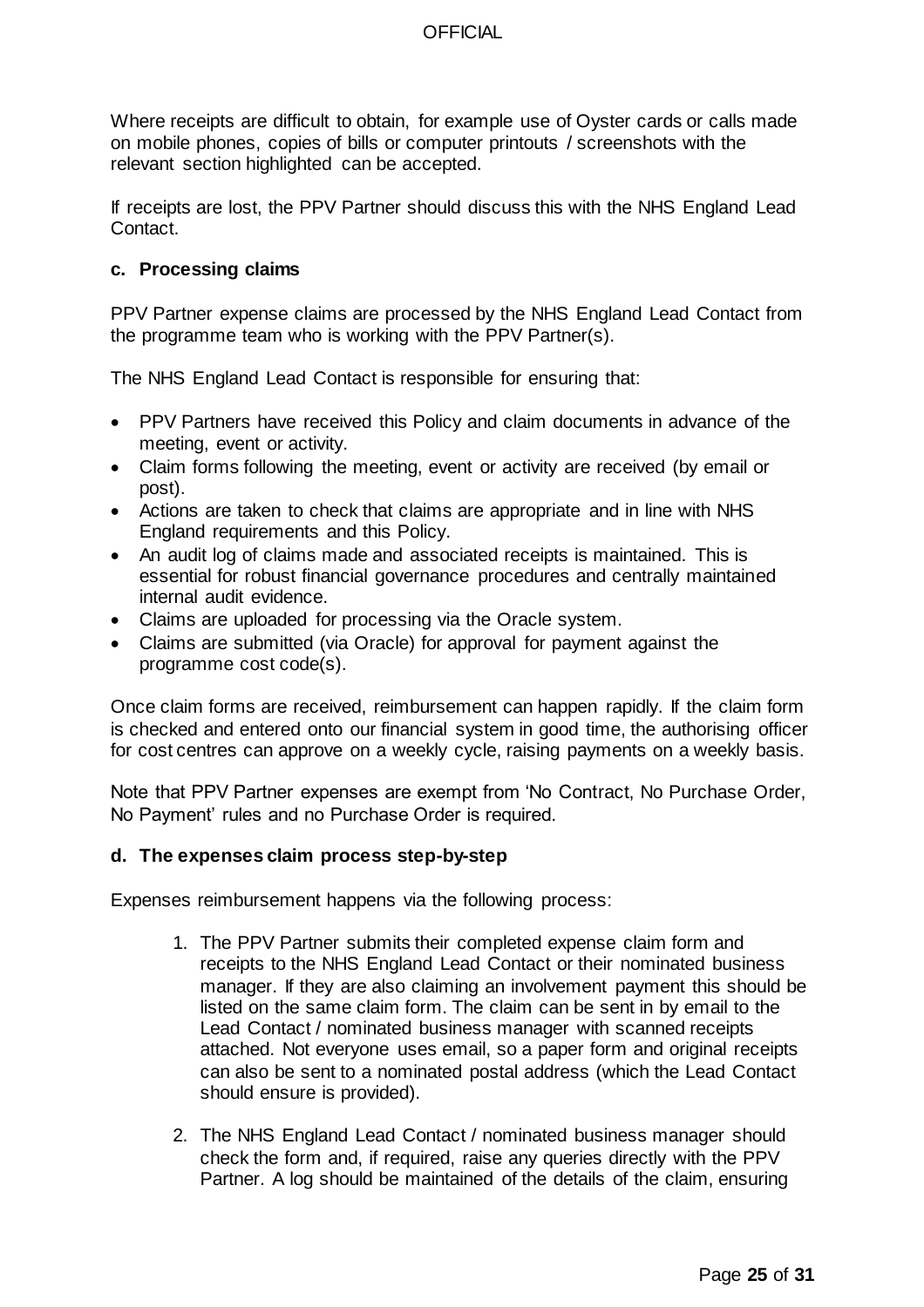Where receipts are difficult to obtain, for example use of Oyster cards or calls made on mobile phones, copies of bills or computer printouts / screenshots with the relevant section highlighted can be accepted.

If receipts are lost, the PPV Partner should discuss this with the NHS England Lead Contact.

### c. Processing claims

PPV Partner expense claims are processed by the NHS England Lead Contact from the programme team who is working with the PPV Partner(s).

The NHS England Lead Contact is responsible for ensuring that:

- PPV Partners have received this Policy and claim documents in advance of the meeting, event or activity.
- Claim forms following the meeting, event or activity are received (by email or post).
- Actions are taken to check that claims are appropriate and in line with NHS England requirements and this Policy.
- An audit log of claims made and associated receipts is maintained. This is essential for robust financial governance procedures and centrally maintained internal audit evidence.
- Claims are uploaded for processing via the Oracle system.
- Claims are submitted (via Oracle) for approval for payment against the programme cost code(s).

Once claim forms are received, reimbursement can happen rapidly. If the claim form is checked and entered onto our financial system in good time, the authorising officer for cost centres can approve on a weekly cycle, raising payments on a weekly basis.

Note that PPV Partner expenses are exempt from 'No Contract, No Purchase Order, No Payment' rules and no Purchase Order is required.

### d. The expenses claim process step-by-step

Expenses reimbursement happens via the following process:

1. The PPV Partner submits their completed expense claim form and receipts to the NHS England Lead Contact or their nominated business manager. If they are also claiming an involvement payment this should be listed on the same claim form. The claim can be sent in by email to the Lead Contact / nominated business manager with scanned receipts attached. Not everyone uses email, so a paper form and original receipts can also be sent to a nominated postal address (which the Lead Contact should ensure is provided).

2. The NHS England Lead Contact / nominated business manager should check the form and, if required, raise any queries directly with the PPV Partner. A log should be maintained of the details of the claim, ensuring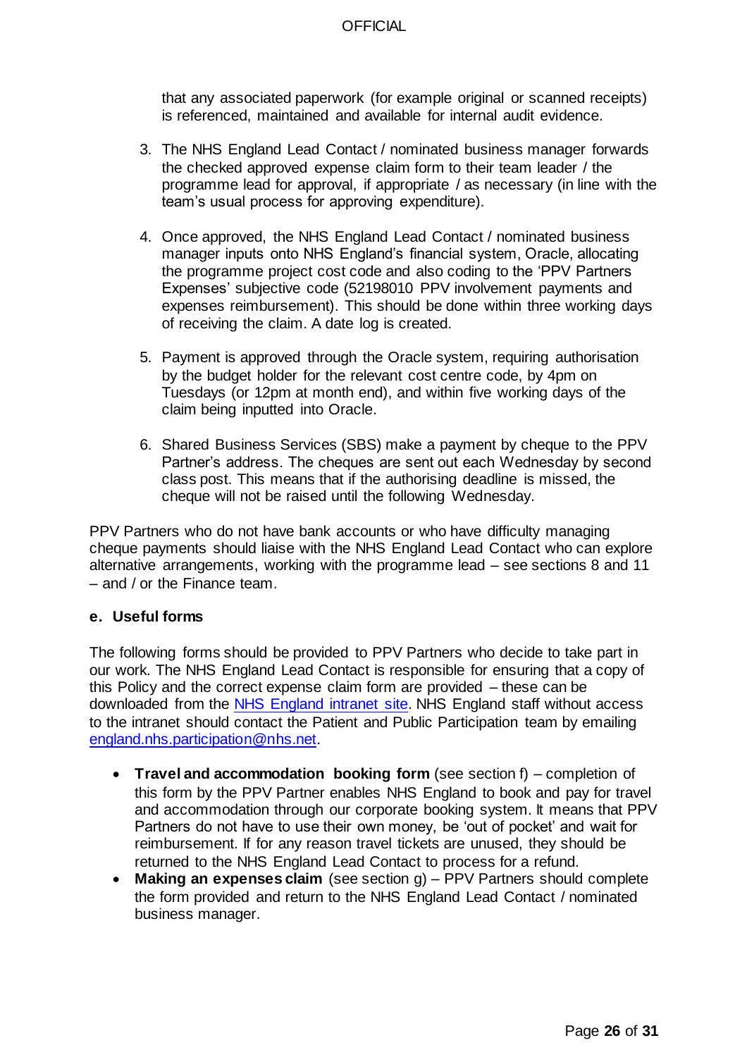that any associated paperwork (for example original or scanned receipts) is referenced, maintained and available for internal audit evidence.

3. The NHS England Lead Contact / nominated business manager forwards the checked approved expense claim form to their team leader / the programme lead for approval, if appropriate / as necessary (in line with the team's usual process for approving expenditure).

4. Once approved, the NHS England Lead Contact / nominated business manager inputs onto NHS England's financial system, Oracle, allocating the programme project cost code and also coding to the 'PPV Partners Expenses' subjective code (52198010 PPV involvement payments and expenses reimbursement). This should be done within three working days of receiving the claim. A date log is created.

5. Payment is approved through the Oracle system, requiring authorisation by the budget holder for the relevant cost centre code, by 4pm on Tuesdays (or 12pm at month end), and within five working days of the claim being inputted into Oracle.

6. Shared Business Services (SBS) make a payment by cheque to the PPV Partner's address. The cheques are sent out each Wednesday by second class post. This means that if the authorising deadline is missed, the cheque will not be raised until the following Wednesday.

PPV Partners who do not have bank accounts or who have difficulty managing cheque payments should liaise with the NHS England Lead Contact who can explore alternative arrangements, working with the programme lead – see sections 8 and 11 – and / or the Finance team.

### e. Useful forms

The following forms should be provided to PPV Partners who decide to take part in our work. The NHS England Lead Contact is responsible for ensuring that a copy of this Policy and the correct expense claim form are provided – these can be downloaded from the [NHS England intranet site](). NHS England staff without access to the intranet should contact the Patient and Public Participation team by emailing [england.nhs.participation@nhs.net]().

- **Travel and accommodation booking form** (see section f) – completion of this form by the PPV Partner enables NHS England to book and pay for travel and accommodation through our corporate booking system. It means that PPV Partners do not have to use their own money, be 'out of pocket' and wait for reimbursement. If for any reason travel tickets are unused, they should be returned to the NHS England Lead Contact to process for a refund.
- **Making an expenses claim** (see section g) – PPV Partners should complete the form provided and return to the NHS England Lead Contact / nominated business manager.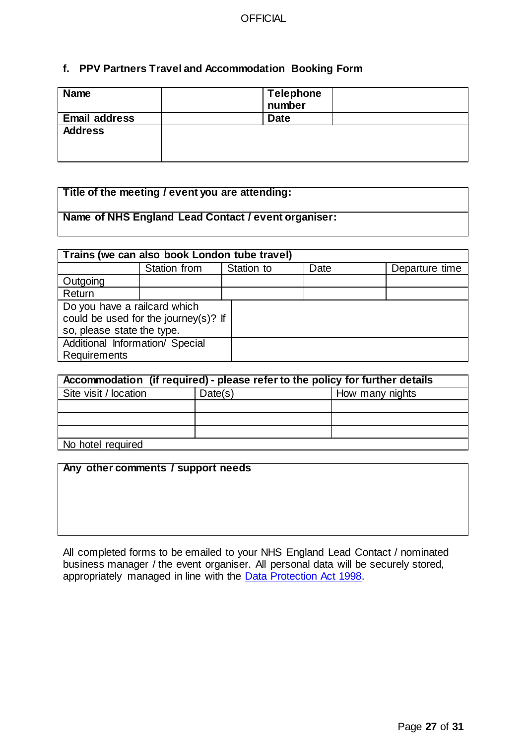## f. PPV Partners Travel and Accommodation Booking Form

| **Name** | | **Telephone number** | |
|---|---|---|---|
| **Email address** | | **Date** | |
| **Address** | | | |

| **Title of the meeting / event you are attending:** |
|---|
| **Name of NHS England Lead Contact / event organiser:** |

| **Trains (we can also book London tube travel)** | | | | |
|---|---|---|---|---|
| | Station from | Station to | Date | Departure time |
| Outgoing | | | | |
| Return | | | | |
| Do you have a railcard which could be used for the journey(s)? If so, please state the type. | | | | |
| Additional Information/ Special Requirements | | | | |

| **Accommodation (if required) - please refer to the policy for further details** | | |
|---|---|---|
| Site visit / location | Date(s) | How many nights |
| | | |
| | | |
| | | |
| No hotel required | | |

| **Any other comments / support needs** |
|---|
| |

All completed forms to be emailed to your NHS England Lead Contact / nominated business manager / the event organiser. All personal data will be securely stored, appropriately managed in line with the Data Protection Act 1998.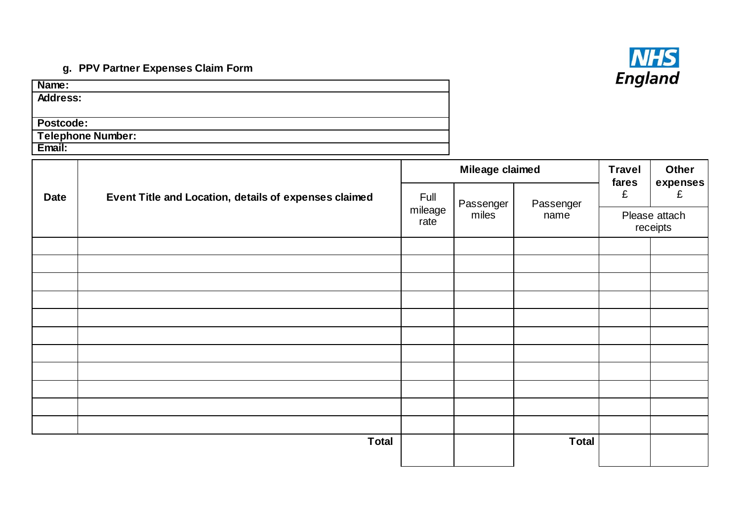**g. PPV Partner Expenses Claim Form**

NHS England

| Name: |
|---|
| Address: |
| Postcode: |
| Telephone Number: |
| Email: |

| Date | Event Title and Location, details of expenses claimed | Mileage claimed | | | Travel fares £ | Other expenses £ |
|---|---|---|---|---|---|---|
| | | Full mileage rate | Passenger miles | Passenger name | Please attach receipts | |
| | | | | | | |
| | | | | | | |
| | | | | | | |
| | | | | | | |
| | | | | | | |
| | | | | | | |
| | | | | | | |
| | | | | | | |
| | | | | | | |
| | | | | | | |
| | | | | | | |
| | **Total** | | | **Total** | | |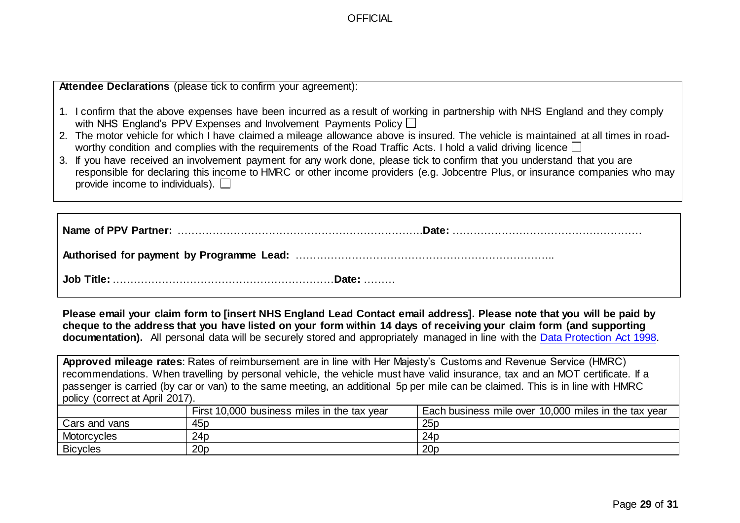**Attendee Declarations** (please tick to confirm your agreement):

1. I confirm that the above expenses have been incurred as a result of working in partnership with NHS England and they comply with NHS England's PPV Expenses and Involvement Payments Policy ☐
2. The motor vehicle for which I have claimed a mileage allowance above is insured. The vehicle is maintained at all times in road-worthy condition and complies with the requirements of the Road Traffic Acts. I hold a valid driving licence ☐
3. If you have received an involvement payment for any work done, please tick to confirm that you understand that you are responsible for declaring this income to HMRC or other income providers (e.g. Jobcentre Plus, or insurance companies who may provide income to individuals). ☐

**Name of PPV Partner:** ………………………………………………………………**Date:** ………………………………………………

**Authorised for payment by Programme Lead:** ………………………………………………………………..

**Job Title:** ………………………………………………………**Date:** ………

**Please email your claim form to [insert NHS England Lead Contact email address]. Please note that you will be paid by cheque to the address that you have listed on your form within 14 days of receiving your claim form (and supporting documentation).** All personal data will be securely stored and appropriately managed in line with the Data Protection Act 1998.

**Approved mileage rates**: Rates of reimbursement are in line with Her Majesty's Customs and Revenue Service (HMRC) recommendations. When travelling by personal vehicle, the vehicle must have valid insurance, tax and an MOT certificate. If a passenger is carried (by car or van) to the same meeting, an additional 5p per mile can be claimed. This is in line with HMRC policy (correct at April 2017).

| | First 10,000 business miles in the tax year | Each business mile over 10,000 miles in the tax year |
|---|---|---|
| Cars and vans | 45p | 25p |
| Motorcycles | 24p | 24p |
| Bicycles | 20p | 20p |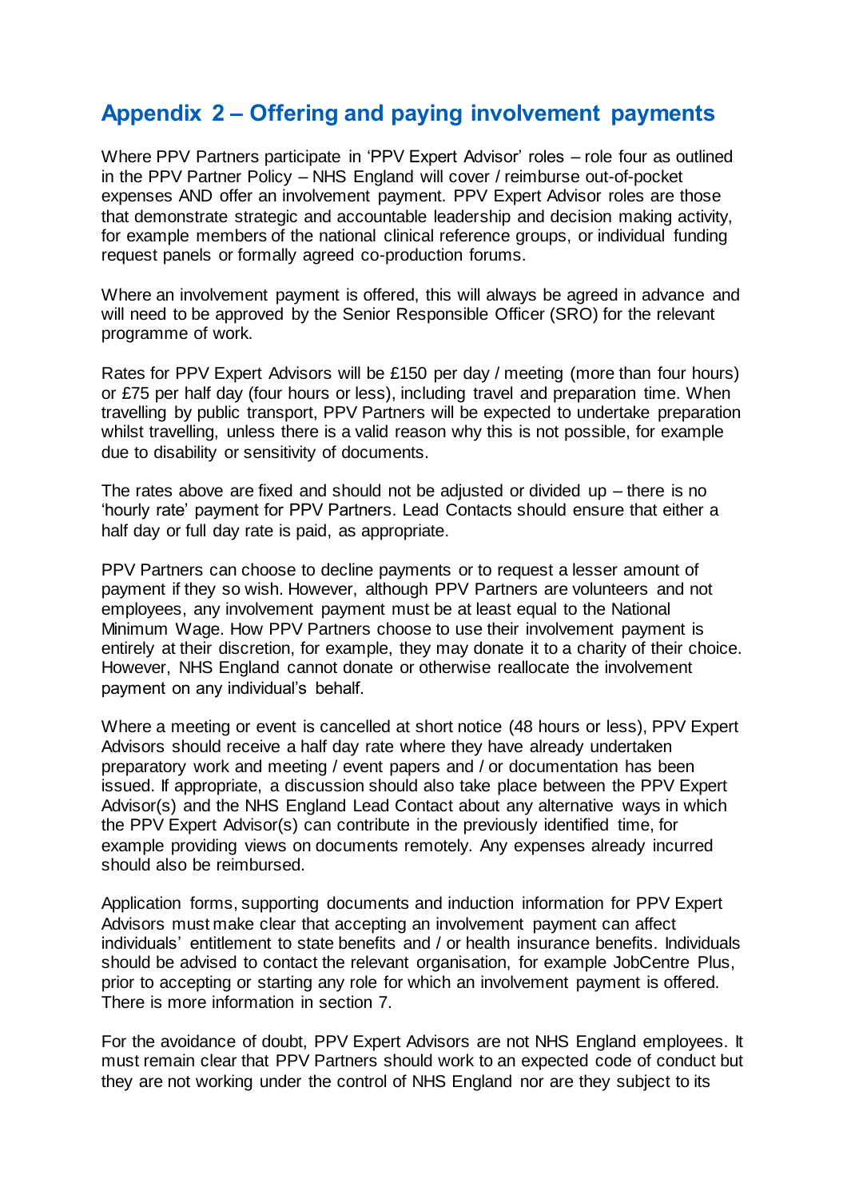## Appendix 2 – Offering and paying involvement payments

Where PPV Partners participate in 'PPV Expert Advisor' roles – role four as outlined in the PPV Partner Policy – NHS England will cover / reimburse out-of-pocket expenses AND offer an involvement payment. PPV Expert Advisor roles are those that demonstrate strategic and accountable leadership and decision making activity, for example members of the national clinical reference groups, or individual funding request panels or formally agreed co-production forums.

Where an involvement payment is offered, this will always be agreed in advance and will need to be approved by the Senior Responsible Officer (SRO) for the relevant programme of work.

Rates for PPV Expert Advisors will be £150 per day / meeting (more than four hours) or £75 per half day (four hours or less), including travel and preparation time. When travelling by public transport, PPV Partners will be expected to undertake preparation whilst travelling, unless there is a valid reason why this is not possible, for example due to disability or sensitivity of documents.

The rates above are fixed and should not be adjusted or divided up – there is no 'hourly rate' payment for PPV Partners. Lead Contacts should ensure that either a half day or full day rate is paid, as appropriate.

PPV Partners can choose to decline payments or to request a lesser amount of payment if they so wish. However, although PPV Partners are volunteers and not employees, any involvement payment must be at least equal to the National Minimum Wage. How PPV Partners choose to use their involvement payment is entirely at their discretion, for example, they may donate it to a charity of their choice. However, NHS England cannot donate or otherwise reallocate the involvement payment on any individual's behalf.

Where a meeting or event is cancelled at short notice (48 hours or less), PPV Expert Advisors should receive a half day rate where they have already undertaken preparatory work and meeting / event papers and / or documentation has been issued. If appropriate, a discussion should also take place between the PPV Expert Advisor(s) and the NHS England Lead Contact about any alternative ways in which the PPV Expert Advisor(s) can contribute in the previously identified time, for example providing views on documents remotely. Any expenses already incurred should also be reimbursed.

Application forms, supporting documents and induction information for PPV Expert Advisors must make clear that accepting an involvement payment can affect individuals' entitlement to state benefits and / or health insurance benefits. Individuals should be advised to contact the relevant organisation, for example JobCentre Plus, prior to accepting or starting any role for which an involvement payment is offered. There is more information in section 7.

For the avoidance of doubt, PPV Expert Advisors are not NHS England employees. It must remain clear that PPV Partners should work to an expected code of conduct but they are not working under the control of NHS England nor are they subject to its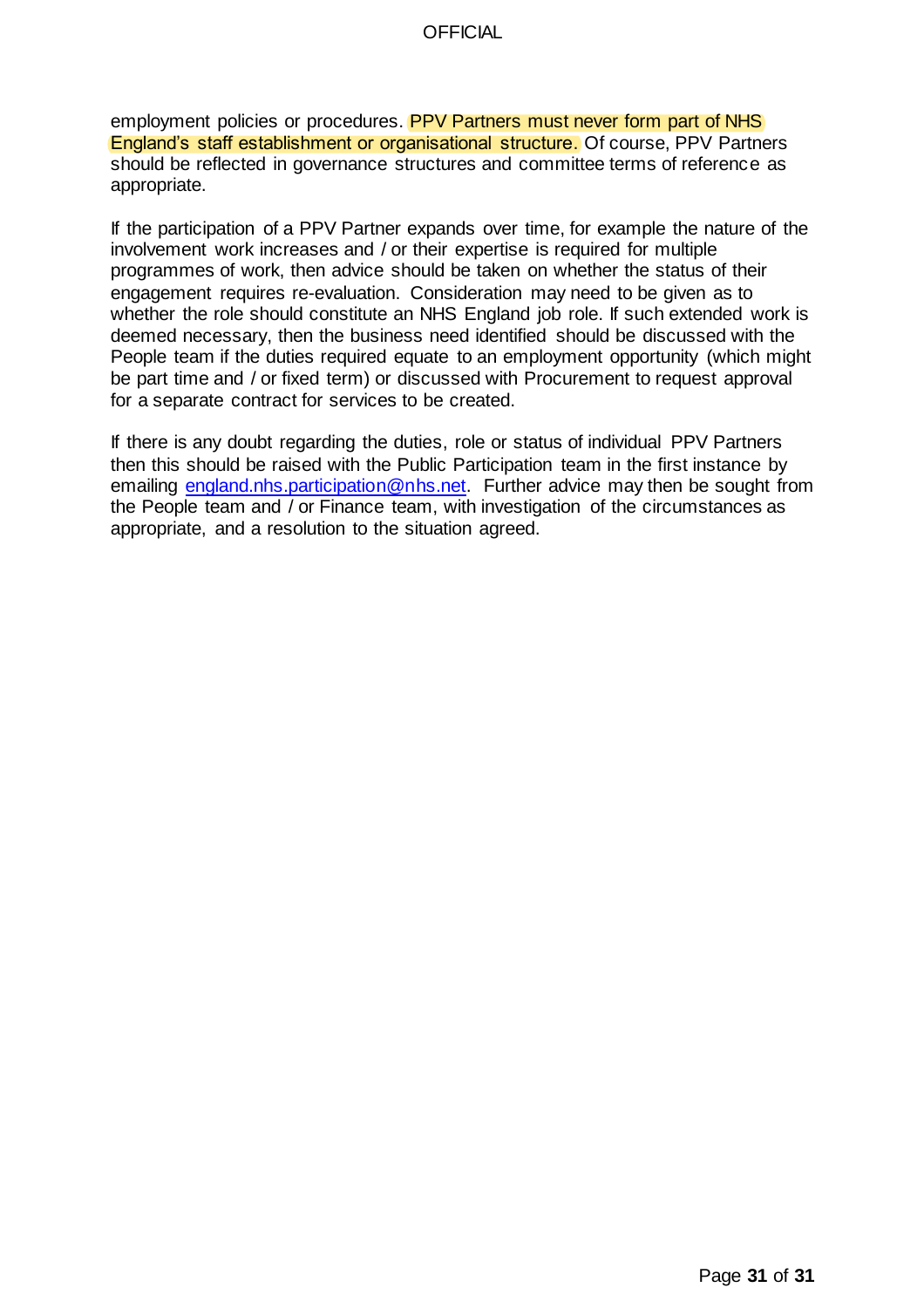employment policies or procedures. PPV Partners must never form part of NHS England's staff establishment or organisational structure. Of course, PPV Partners should be reflected in governance structures and committee terms of reference as appropriate.

If the participation of a PPV Partner expands over time, for example the nature of the involvement work increases and / or their expertise is required for multiple programmes of work, then advice should be taken on whether the status of their engagement requires re-evaluation. Consideration may need to be given as to whether the role should constitute an NHS England job role. If such extended work is deemed necessary, then the business need identified should be discussed with the People team if the duties required equate to an employment opportunity (which might be part time and / or fixed term) or discussed with Procurement to request approval for a separate contract for services to be created.

If there is any doubt regarding the duties, role or status of individual PPV Partners then this should be raised with the Public Participation team in the first instance by emailing [england.nhs.participation@nhs.net](mailto:england.nhs.participation@nhs.net). Further advice may then be sought from the People team and / or Finance team, with investigation of the circumstances as appropriate, and a resolution to the situation agreed.